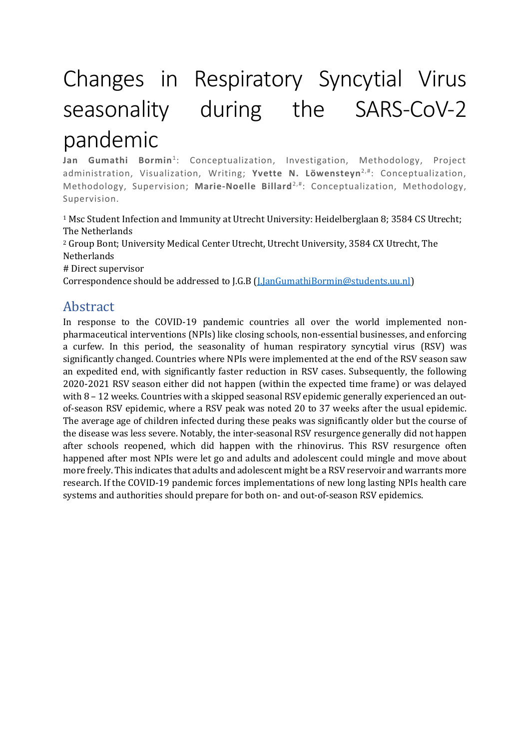# Changes in Respiratory Syncytial Virus seasonality during the SARS-CoV-2 pandemic

**Jan Gumathi Bormin**[1]: Conceptualization, Investigation, Methodology, Project administration, Visualization, Writing; **Yvette N. Löwensteyn**[2,#]: Conceptualization, Methodology, Supervision; **Marie-Noelle Billard**[2,#]: Conceptualization, Methodology, Supervision.

[1] Msc Student Infection and Immunity at Utrecht University: Heidelberglaan 8; 3584 CS Utrecht; The Netherlands

[2] Group Bont; University Medical Center Utrecht, Utrecht University, 3584 CX Utrecht, The Netherlands

# Direct supervisor

Correspondence should be addressed to J.G.B (J.JanGumathiBormin@students.uu.nl)

## Abstract

In response to the COVID-19 pandemic countries all over the world implemented non-pharmaceutical interventions (NPIs) like closing schools, non-essential businesses, and enforcing a curfew. In this period, the seasonality of human respiratory syncytial virus (RSV) was significantly changed. Countries where NPIs were implemented at the end of the RSV season saw an expedited end, with significantly faster reduction in RSV cases. Subsequently, the following 2020-2021 RSV season either did not happen (within the expected time frame) or was delayed with 8 – 12 weeks. Countries with a skipped seasonal RSV epidemic generally experienced an out-of-season RSV epidemic, where a RSV peak was noted 20 to 37 weeks after the usual epidemic. The average age of children infected during these peaks was significantly older but the course of the disease was less severe. Notably, the inter-seasonal RSV resurgence generally did not happen after schools reopened, which did happen with the rhinovirus. This RSV resurgence often happened after most NPIs were let go and adults and adolescent could mingle and move about more freely. This indicates that adults and adolescent might be a RSV reservoir and warrants more research. If the COVID-19 pandemic forces implementations of new long lasting NPIs health care systems and authorities should prepare for both on- and out-of-season RSV epidemics.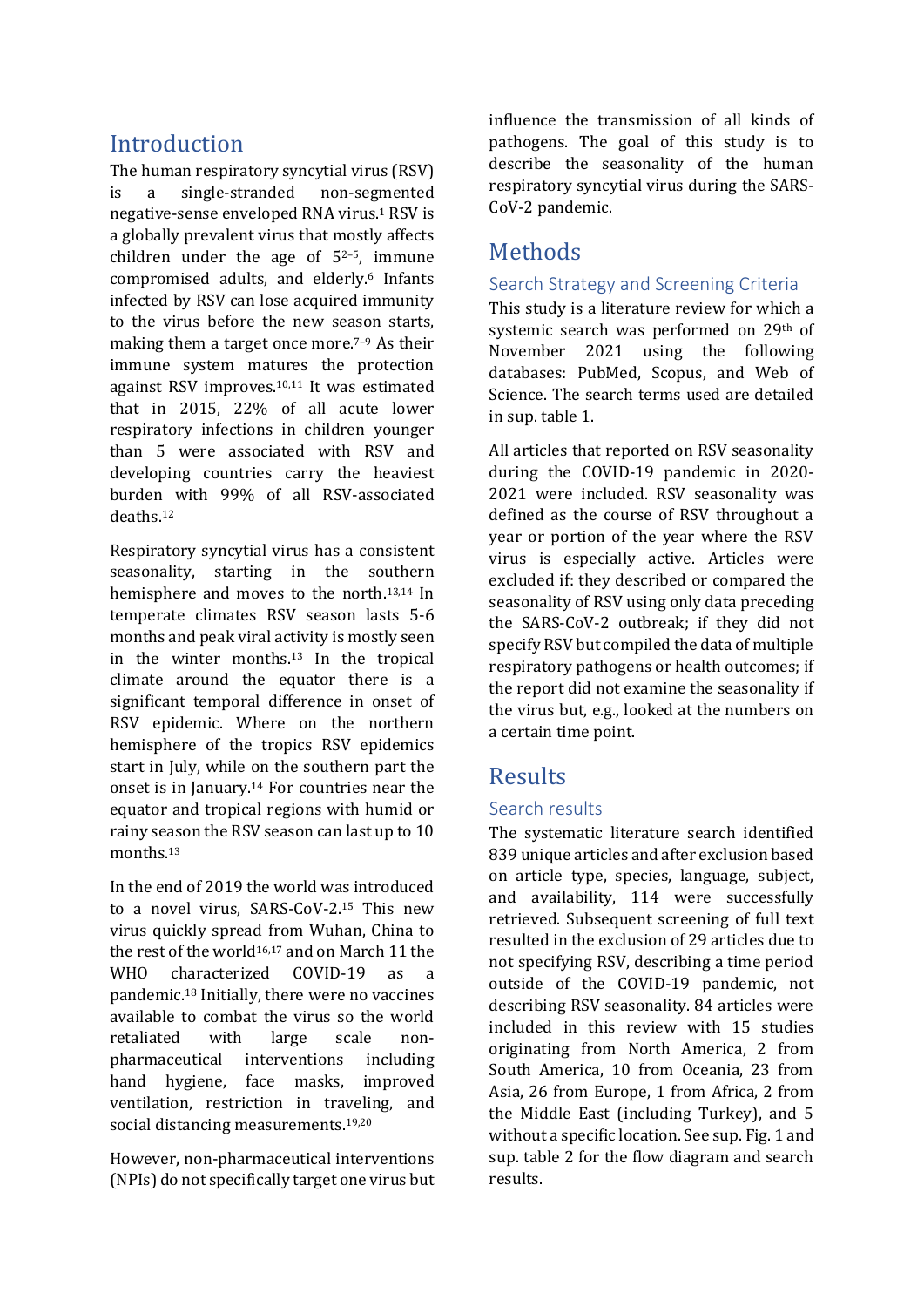# Introduction

The human respiratory syncytial virus (RSV) is a single-stranded non-segmented negative-sense enveloped RNA virus.[1] RSV is a globally prevalent virus that mostly affects children under the age of 5[2–5], immune compromised adults, and elderly.[6] Infants infected by RSV can lose acquired immunity to the virus before the new season starts, making them a target once more.[7–9] As their immune system matures the protection against RSV improves.[10,11] It was estimated that in 2015, 22% of all acute lower respiratory infections in children younger than 5 were associated with RSV and developing countries carry the heaviest burden with 99% of all RSV-associated deaths.[12]

Respiratory syncytial virus has a consistent seasonality, starting in the southern hemisphere and moves to the north.[13,14] In temperate climates RSV season lasts 5-6 months and peak viral activity is mostly seen in the winter months.[13] In the tropical climate around the equator there is a significant temporal difference in onset of RSV epidemic. Where on the northern hemisphere of the tropics RSV epidemics start in July, while on the southern part the onset is in January.[14] For countries near the equator and tropical regions with humid or rainy season the RSV season can last up to 10 months.[13]

In the end of 2019 the world was introduced to a novel virus, SARS-CoV-2.[15] This new virus quickly spread from Wuhan, China to the rest of the world[16,17] and on March 11 the WHO characterized COVID-19 as a pandemic.[18] Initially, there were no vaccines available to combat the virus so the world retaliated with large scale non-pharmaceutical interventions including hand hygiene, face masks, improved ventilation, restriction in traveling, and social distancing measurements.[19,20]

However, non-pharmaceutical interventions (NPIs) do not specifically target one virus but influence the transmission of all kinds of pathogens. The goal of this study is to describe the seasonality of the human respiratory syncytial virus during the SARS-CoV-2 pandemic.

# Methods

## Search Strategy and Screening Criteria

This study is a literature review for which a systemic search was performed on 29th of November 2021 using the following databases: PubMed, Scopus, and Web of Science. The search terms used are detailed in sup. table 1.

All articles that reported on RSV seasonality during the COVID-19 pandemic in 2020-2021 were included. RSV seasonality was defined as the course of RSV throughout a year or portion of the year where the RSV virus is especially active. Articles were excluded if: they described or compared the seasonality of RSV using only data preceding the SARS-CoV-2 outbreak; if they did not specify RSV but compiled the data of multiple respiratory pathogens or health outcomes; if the report did not examine the seasonality if the virus but, e.g., looked at the numbers on a certain time point.

# Results

## Search results

The systematic literature search identified 839 unique articles and after exclusion based on article type, species, language, subject, and availability, 114 were successfully retrieved. Subsequent screening of full text resulted in the exclusion of 29 articles due to not specifying RSV, describing a time period outside of the COVID-19 pandemic, not describing RSV seasonality. 84 articles were included in this review with 15 studies originating from North America, 2 from South America, 10 from Oceania, 23 from Asia, 26 from Europe, 1 from Africa, 2 from the Middle East (including Turkey), and 5 without a specific location. See sup. Fig. 1 and sup. table 2 for the flow diagram and search results.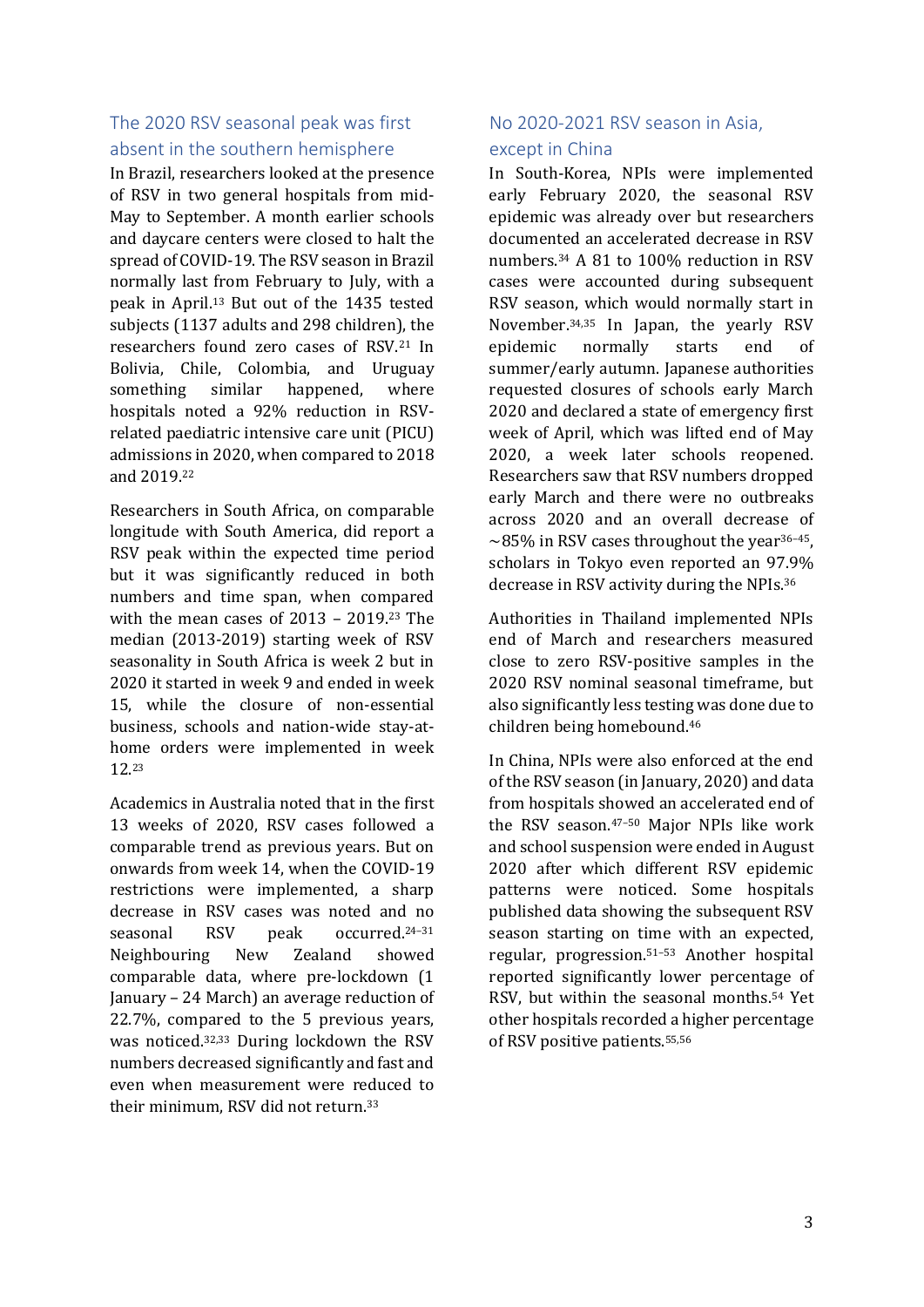## The 2020 RSV seasonal peak was first absent in the southern hemisphere

In Brazil, researchers looked at the presence of RSV in two general hospitals from mid-May to September. A month earlier schools and daycare centers were closed to halt the spread of COVID-19. The RSV season in Brazil normally last from February to July, with a peak in April.[13] But out of the 1435 tested subjects (1137 adults and 298 children), the researchers found zero cases of RSV.[21] In Bolivia, Chile, Colombia, and Uruguay something similar happened, where hospitals noted a 92% reduction in RSV-related paediatric intensive care unit (PICU) admissions in 2020, when compared to 2018 and 2019.[22]

Researchers in South Africa, on comparable longitude with South America, did report a RSV peak within the expected time period but it was significantly reduced in both numbers and time span, when compared with the mean cases of 2013 – 2019.[23] The median (2013-2019) starting week of RSV seasonality in South Africa is week 2 but in 2020 it started in week 9 and ended in week 15, while the closure of non-essential business, schools and nation-wide stay-at-home orders were implemented in week 12.[23]

Academics in Australia noted that in the first 13 weeks of 2020, RSV cases followed a comparable trend as previous years. But on onwards from week 14, when the COVID-19 restrictions were implemented, a sharp decrease in RSV cases was noted and no seasonal RSV peak occurred.[24–31] Neighbouring New Zealand showed comparable data, where pre-lockdown (1 January – 24 March) an average reduction of 22.7%, compared to the 5 previous years, was noticed.[32,33] During lockdown the RSV numbers decreased significantly and fast and even when measurement were reduced to their minimum, RSV did not return.[33]

## No 2020-2021 RSV season in Asia, except in China

In South-Korea, NPIs were implemented early February 2020, the seasonal RSV epidemic was already over but researchers documented an accelerated decrease in RSV numbers.[34] A 81 to 100% reduction in RSV cases were accounted during subsequent RSV season, which would normally start in November.[34,35] In Japan, the yearly RSV epidemic normally starts end of summer/early autumn. Japanese authorities requested closures of schools early March 2020 and declared a state of emergency first week of April, which was lifted end of May 2020, a week later schools reopened. Researchers saw that RSV numbers dropped early March and there were no outbreaks across 2020 and an overall decrease of ~85% in RSV cases throughout the year[36–45], scholars in Tokyo even reported an 97.9% decrease in RSV activity during the NPIs.[36]

Authorities in Thailand implemented NPIs end of March and researchers measured close to zero RSV-positive samples in the 2020 RSV nominal seasonal timeframe, but also significantly less testing was done due to children being homebound.[46]

In China, NPIs were also enforced at the end of the RSV season (in January, 2020) and data from hospitals showed an accelerated end of the RSV season.[47–50] Major NPIs like work and school suspension were ended in August 2020 after which different RSV epidemic patterns were noticed. Some hospitals published data showing the subsequent RSV season starting on time with an expected, regular, progression.[51–53] Another hospital reported significantly lower percentage of RSV, but within the seasonal months.[54] Yet other hospitals recorded a higher percentage of RSV positive patients.[55,56]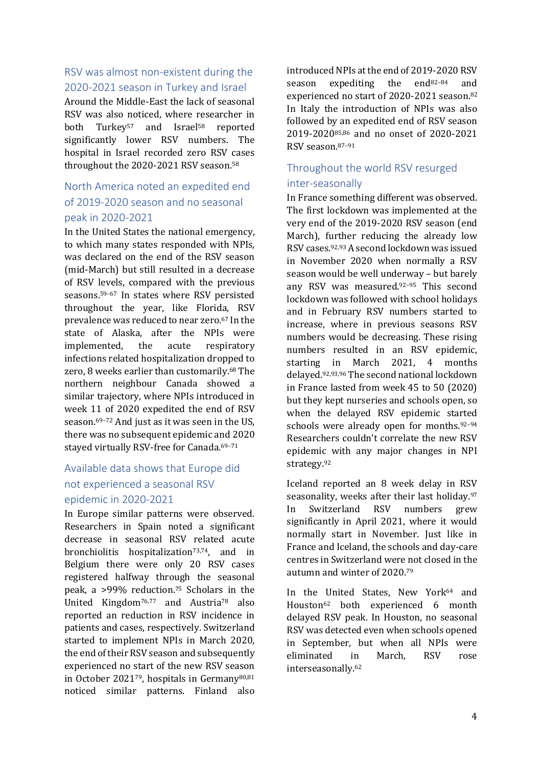## RSV was almost non-existent during the 2020-2021 season in Turkey and Israel

Around the Middle-East the lack of seasonal RSV was also noticed, where researcher in both Turkey[57] and Israel[58] reported significantly lower RSV numbers. The hospital in Israel recorded zero RSV cases throughout the 2020-2021 RSV season.[58]

## North America noted an expedited end of 2019-2020 season and no seasonal peak in 2020-2021

In the United States the national emergency, to which many states responded with NPIs, was declared on the end of the RSV season (mid-March) but still resulted in a decrease of RSV levels, compared with the previous seasons.[59–67] In states where RSV persisted throughout the year, like Florida, RSV prevalence was reduced to near zero.[67] In the state of Alaska, after the NPIs were implemented, the acute respiratory infections related hospitalization dropped to zero, 8 weeks earlier than customarily.[68] The northern neighbour Canada showed a similar trajectory, where NPIs introduced in week 11 of 2020 expedited the end of RSV season.[69–72] And just as it was seen in the US, there was no subsequent epidemic and 2020 stayed virtually RSV-free for Canada.[69–71]

## Available data shows that Europe did not experienced a seasonal RSV epidemic in 2020-2021

In Europe similar patterns were observed. Researchers in Spain noted a significant decrease in seasonal RSV related acute bronchiolitis hospitalization[73,74], and in Belgium there were only 20 RSV cases registered halfway through the seasonal peak, a >99% reduction.[75] Scholars in the United Kingdom[76,77] and Austria[78] also reported an reduction in RSV incidence in patients and cases, respectively. Switzerland started to implement NPIs in March 2020, the end of their RSV season and subsequently experienced no start of the new RSV season in October 2021[79], hospitals in Germany[80,81] noticed similar patterns. Finland also introduced NPIs at the end of 2019-2020 RSV season expediting the end[82–84] and experienced no start of 2020-2021 season.[82] In Italy the introduction of NPIs was also followed by an expedited end of RSV season 2019-2020[85,86] and no onset of 2020-2021 RSV season.[87–91]

## Throughout the world RSV resurged inter-seasonally

In France something different was observed. The first lockdown was implemented at the very end of the 2019-2020 RSV season (end March), further reducing the already low RSV cases.[92,93] A second lockdown was issued in November 2020 when normally a RSV season would be well underway – but barely any RSV was measured.[92–95] This second lockdown was followed with school holidays and in February RSV numbers started to increase, where in previous seasons RSV numbers would be decreasing. These rising numbers resulted in an RSV epidemic, starting in March 2021, 4 months delayed.[92,93,96] The second national lockdown in France lasted from week 45 to 50 (2020) but they kept nurseries and schools open, so when the delayed RSV epidemic started schools were already open for months.[92–94] Researchers couldn't correlate the new RSV epidemic with any major changes in NPI strategy.[92]

Iceland reported an 8 week delay in RSV seasonality, weeks after their last holiday.[97] In Switzerland RSV numbers grew significantly in April 2021, where it would normally start in November. Just like in France and Iceland, the schools and day-care centres in Switzerland were not closed in the autumn and winter of 2020.[79]

In the United States, New York[64] and Houston[62] both experienced 6 month delayed RSV peak. In Houston, no seasonal RSV was detected even when schools opened in September, but when all NPIs were eliminated in March, RSV rose interseasonally.[62]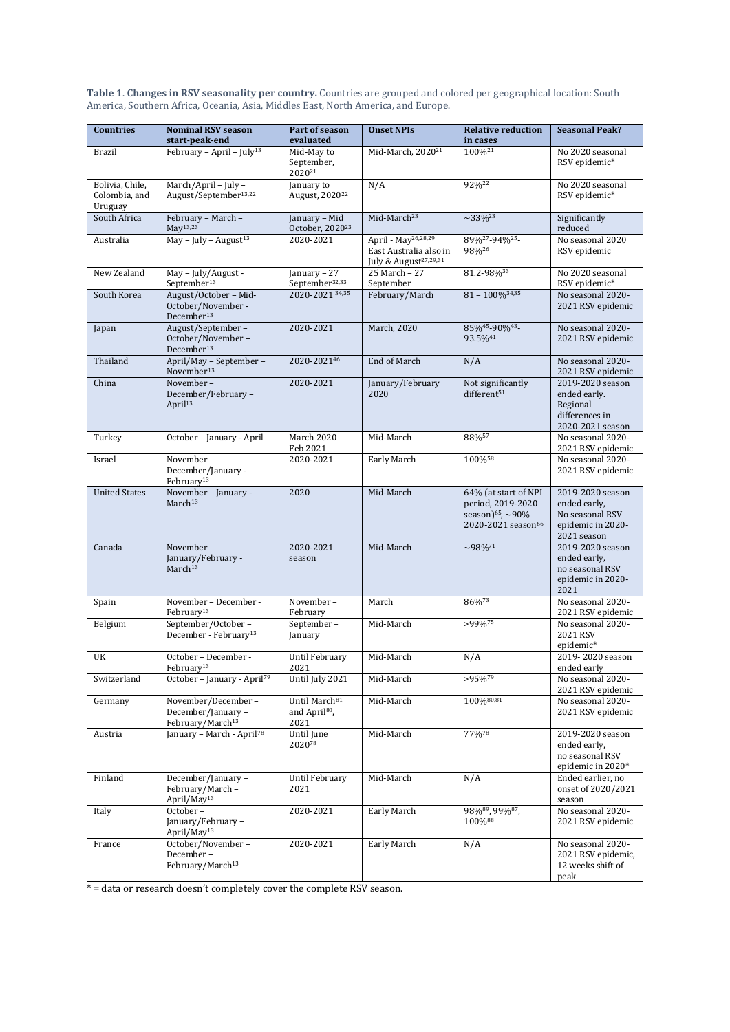**Table 1**. **Changes in RSV seasonality per country.** Countries are grouped and colored per geographical location: South America, Southern Africa, Oceania, Asia, Middles East, North America, and Europe.

| Countries | Nominal RSV season start-peak-end | Part of season evaluated | Onset NPIs | Relative reduction in cases | Seasonal Peak? |
|---|---|---|---|---|---|
| Brazil | February – April – July[13] | Mid-May to September, 2020[21] | Mid-March, 2020[21] | 100%[21] | No 2020 seasonal RSV epidemic* |
| Bolivia, Chile, Colombia, and Uruguay | March/April – July – August/September[13,22] | January to August, 2020[22] | N/A | 92%[22] | No 2020 seasonal RSV epidemic* |
| South Africa | February – March – May[13,23] | January – Mid October, 2020[23] | Mid-March[23] | ~33%[23] | Significantly reduced |
| Australia | May – July – August[13] | 2020-2021 | April - May[26,28,29] East Australia also in July & August[27,29,31] | 89%[27]-94%[25]-98%[26] | No seasonal 2020 RSV epidemic |
| New Zealand | May – July/August - September[13] | January – 27 September[32,33] | 25 March – 27 September | 81.2-98%[33] | No 2020 seasonal RSV epidemic* |
| South Korea | August/October – Mid-October/November - December[13] | 2020-2021 [34,35] | February/March | 81 – 100%[34,35] | No seasonal 2020-2021 RSV epidemic |
| Japan | August/September – October/November – December[13] | 2020-2021 | March, 2020 | 85%[45]-90%[43]-93.5%[41] | No seasonal 2020-2021 RSV epidemic |
| Thailand | April/May – September – November[13] | 2020-2021[46] | End of March | N/A | No seasonal 2020-2021 RSV epidemic |
| China | November – December/February – April[13] | 2020-2021 | January/February 2020 | Not significantly different[51] | 2019-2020 season ended early. Regional differences in 2020-2021 season |
| Turkey | October – January - April | March 2020 – Feb 2021 | Mid-March | 88%[57] | No seasonal 2020-2021 RSV epidemic |
| Israel | November – December/January - February[13] | 2020-2021 | Early March | 100%[58] | No seasonal 2020-2021 RSV epidemic |
| United States | November – January - March[13] | 2020 | Mid-March | 64% (at start of NPI period, 2019-2020 season)[65], ~90% 2020-2021 season[66] | 2019-2020 season ended early, No seasonal RSV epidemic in 2020-2021 season |
| Canada | November – January/February - March[13] | 2020-2021 season | Mid-March | ~98%[71] | 2019-2020 season ended early, no seasonal RSV epidemic in 2020-2021 |
| Spain | November – December - February[13] | November – February | March | 86%[73] | No seasonal 2020-2021 RSV epidemic |
| Belgium | September/October – December - February[13] | September – January | Mid-March | >99%[75] | No seasonal 2020-2021 RSV epidemic* |
| UK | October – December - February[13] | Until February 2021 | Mid-March | N/A | 2019- 2020 season ended early |
| Switzerland | October – January - April[79] | Until July 2021 | Mid-March | >95%[79] | No seasonal 2020-2021 RSV epidemic |
| Germany | November/December – December/January – February/March[13] | Until March[81] and April[80], 2021 | Mid-March | 100%[80,81] | No seasonal 2020-2021 RSV epidemic |
| Austria | January – March - April[78] | Until June 2020[78] | Mid-March | 77%[78] | 2019-2020 season ended early, no seasonal RSV epidemic in 2020* |
| Finland | December/January – February/March – April/May[13] | Until February 2021 | Mid-March | N/A | Ended earlier, no onset of 2020/2021 season |
| Italy | October – January/February – April/May[13] | 2020-2021 | Early March | 98%[89], 99%[87], 100%[88] | No seasonal 2020-2021 RSV epidemic |
| France | October/November – December – February/March[13] | 2020-2021 | Early March | N/A | No seasonal 2020-2021 RSV epidemic, 12 weeks shift of peak |

* = data or research doesn't completely cover the complete RSV season.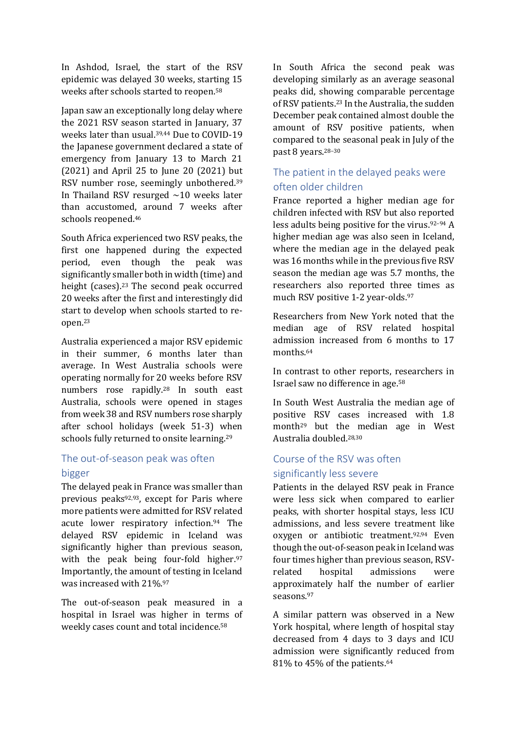In Ashdod, Israel, the start of the RSV epidemic was delayed 30 weeks, starting 15 weeks after schools started to reopen.[58]

Japan saw an exceptionally long delay where the 2021 RSV season started in January, 37 weeks later than usual.[39,44] Due to COVID-19 the Japanese government declared a state of emergency from January 13 to March 21 (2021) and April 25 to June 20 (2021) but RSV number rose, seemingly unbothered.[39] In Thailand RSV resurged ~10 weeks later than accustomed, around 7 weeks after schools reopened.[46]

South Africa experienced two RSV peaks, the first one happened during the expected period, even though the peak was significantly smaller both in width (time) and height (cases).[23] The second peak occurred 20 weeks after the first and interestingly did start to develop when schools started to re-open.[23]

Australia experienced a major RSV epidemic in their summer, 6 months later than average. In West Australia schools were operating normally for 20 weeks before RSV numbers rose rapidly.[28] In south east Australia, schools were opened in stages from week 38 and RSV numbers rose sharply after school holidays (week 51-3) when schools fully returned to onsite learning.[29]

## The out-of-season peak was often bigger

The delayed peak in France was smaller than previous peaks[92,93], except for Paris where more patients were admitted for RSV related acute lower respiratory infection.[94] The delayed RSV epidemic in Iceland was significantly higher than previous season, with the peak being four-fold higher.[97] Importantly, the amount of testing in Iceland was increased with 21%.[97]

The out-of-season peak measured in a hospital in Israel was higher in terms of weekly cases count and total incidence.[58]

In South Africa the second peak was developing similarly as an average seasonal peaks did, showing comparable percentage of RSV patients.[23] In the Australia, the sudden December peak contained almost double the amount of RSV positive patients, when compared to the seasonal peak in July of the past 8 years.[28–30]

## The patient in the delayed peaks were often older children

France reported a higher median age for children infected with RSV but also reported less adults being positive for the virus.[92–94] A higher median age was also seen in Iceland, where the median age in the delayed peak was 16 months while in the previous five RSV season the median age was 5.7 months, the researchers also reported three times as much RSV positive 1-2 year-olds.[97]

Researchers from New York noted that the median age of RSV related hospital admission increased from 6 months to 17 months.[64]

In contrast to other reports, researchers in Israel saw no difference in age.[58]

In South West Australia the median age of positive RSV cases increased with 1.8 month[29] but the median age in West Australia doubled.[28,30]

## Course of the RSV was often significantly less severe

Patients in the delayed RSV peak in France were less sick when compared to earlier peaks, with shorter hospital stays, less ICU admissions, and less severe treatment like oxygen or antibiotic treatment.[92,94] Even though the out-of-season peak in Iceland was four times higher than previous season, RSV-related hospital admissions were approximately half the number of earlier seasons.[97]

A similar pattern was observed in a New York hospital, where length of hospital stay decreased from 4 days to 3 days and ICU admission were significantly reduced from 81% to 45% of the patients.[64]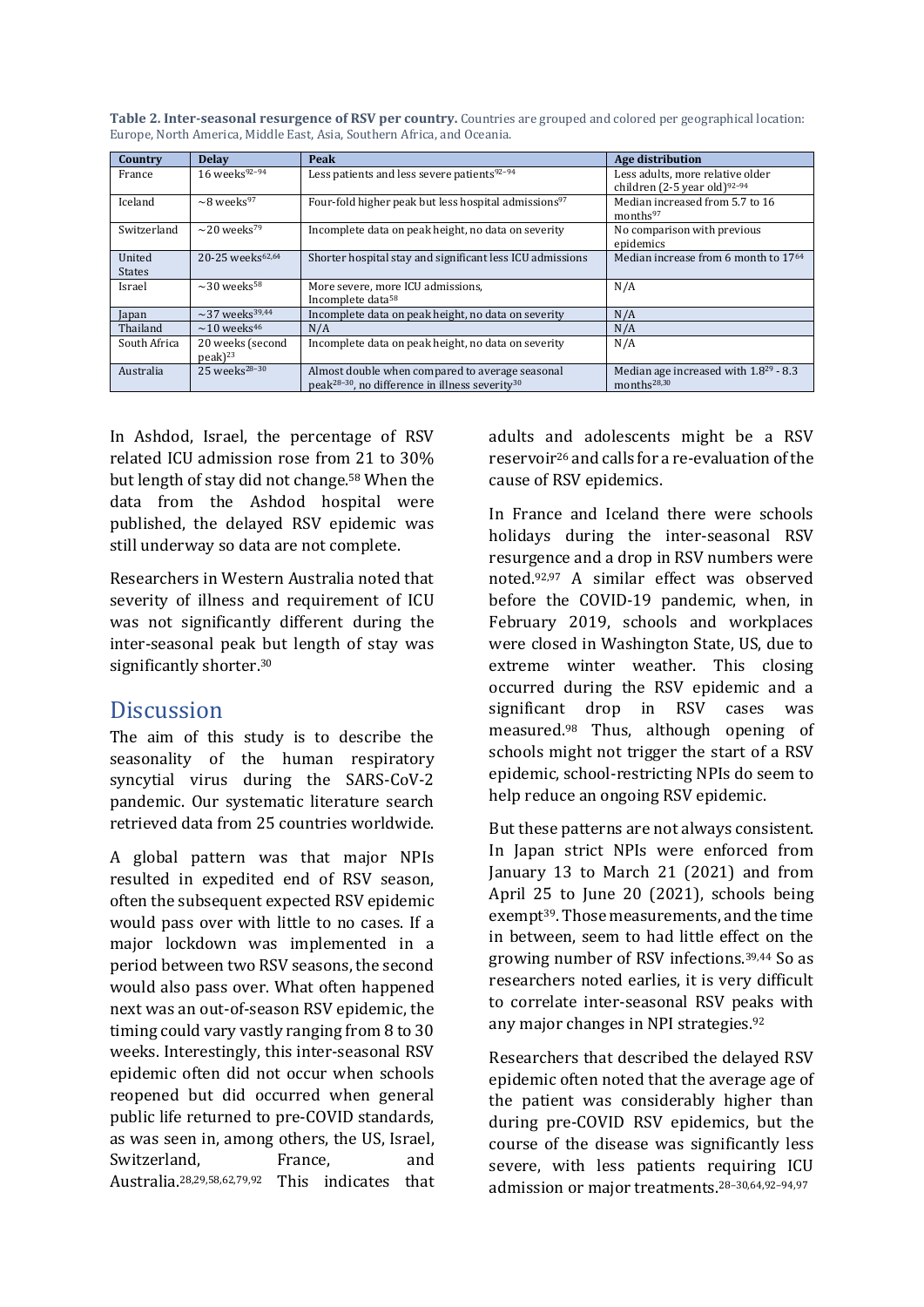**Table 2. Inter-seasonal resurgence of RSV per country.** Countries are grouped and colored per geographical location: Europe, North America, Middle East, Asia, Southern Africa, and Oceania.

| Country | Delay | Peak | Age distribution |
| --- | --- | --- | --- |
| France | 16 weeks[92–94] | Less patients and less severe patients[92–94] | Less adults, more relative older children (2-5 year old)[92–94] |
| Iceland | ~8 weeks[97] | Four-fold higher peak but less hospital admissions[97] | Median increased from 5.7 to 16 months[97] |
| Switzerland | ~20 weeks[79] | Incomplete data on peak height, no data on severity | No comparison with previous epidemics |
| United States | 20-25 weeks[62,64] | Shorter hospital stay and significant less ICU admissions | Median increase from 6 month to 17[64] |
| Israel | ~30 weeks[58] | More severe, more ICU admissions, Incomplete data[58] | N/A |
| Japan | ~37 weeks[39,44] | Incomplete data on peak height, no data on severity | N/A |
| Thailand | ~10 weeks[46] | N/A | N/A |
| South Africa | 20 weeks (second peak)[23] | Incomplete data on peak height, no data on severity | N/A |
| Australia | 25 weeks[28–30] | Almost double when compared to average seasonal peak[28–30], no difference in illness severity[30] | Median age increased with 1.8[29] - 8.3 months[28,30] |

In Ashdod, Israel, the percentage of RSV related ICU admission rose from 21 to 30% but length of stay did not change.[58] When the data from the Ashdod hospital were published, the delayed RSV epidemic was still underway so data are not complete.

Researchers in Western Australia noted that severity of illness and requirement of ICU was not significantly different during the inter-seasonal peak but length of stay was significantly shorter.[30]

## Discussion

The aim of this study is to describe the seasonality of the human respiratory syncytial virus during the SARS-CoV-2 pandemic. Our systematic literature search retrieved data from 25 countries worldwide.

A global pattern was that major NPIs resulted in expedited end of RSV season, often the subsequent expected RSV epidemic would pass over with little to no cases. If a major lockdown was implemented in a period between two RSV seasons, the second would also pass over. What often happened next was an out-of-season RSV epidemic, the timing could vary vastly ranging from 8 to 30 weeks. Interestingly, this inter-seasonal RSV epidemic often did not occur when schools reopened but did occurred when general public life returned to pre-COVID standards, as was seen in, among others, the US, Israel, Switzerland, France, and Australia.[28,29,58,62,79,92] This indicates that adults and adolescents might be a RSV reservoir[26] and calls for a re-evaluation of the cause of RSV epidemics.

In France and Iceland there were schools holidays during the inter-seasonal RSV resurgence and a drop in RSV numbers were noted.[92,97] A similar effect was observed before the COVID-19 pandemic, when, in February 2019, schools and workplaces were closed in Washington State, US, due to extreme winter weather. This closing occurred during the RSV epidemic and a significant drop in RSV cases was measured.[98] Thus, although opening of schools might not trigger the start of a RSV epidemic, school-restricting NPIs do seem to help reduce an ongoing RSV epidemic.

But these patterns are not always consistent. In Japan strict NPIs were enforced from January 13 to March 21 (2021) and from April 25 to June 20 (2021), schools being exempt[39]. Those measurements, and the time in between, seem to had little effect on the growing number of RSV infections.[39,44] So as researchers noted earlies, it is very difficult to correlate inter-seasonal RSV peaks with any major changes in NPI strategies.[92]

Researchers that described the delayed RSV epidemic often noted that the average age of the patient was considerably higher than during pre-COVID RSV epidemics, but the course of the disease was significantly less severe, with less patients requiring ICU admission or major treatments.[28–30,64,92–94,97]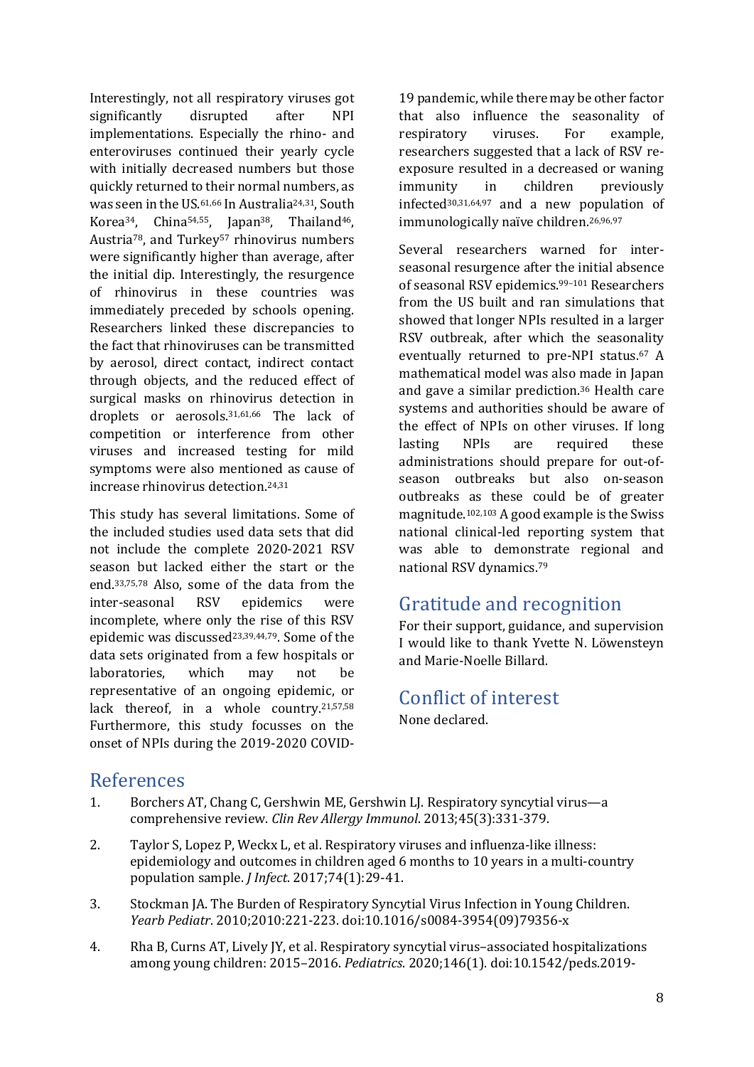Interestingly, not all respiratory viruses got significantly disrupted after NPI implementations. Especially the rhino- and enteroviruses continued their yearly cycle with initially decreased numbers but those quickly returned to their normal numbers, as was seen in the US.[61,66] In Australia[24,31], South Korea[34], China[54,55], Japan[38], Thailand[46], Austria[78], and Turkey[57] rhinovirus numbers were significantly higher than average, after the initial dip. Interestingly, the resurgence of rhinovirus in these countries was immediately preceded by schools opening. Researchers linked these discrepancies to the fact that rhinoviruses can be transmitted by aerosol, direct contact, indirect contact through objects, and the reduced effect of surgical masks on rhinovirus detection in droplets or aerosols.[31,61,66] The lack of competition or interference from other viruses and increased testing for mild symptoms were also mentioned as cause of increase rhinovirus detection.[24,31]

This study has several limitations. Some of the included studies used data sets that did not include the complete 2020-2021 RSV season but lacked either the start or the end.[33,75,78] Also, some of the data from the inter-seasonal RSV epidemics were incomplete, where only the rise of this RSV epidemic was discussed[23,39,44,79]. Some of the data sets originated from a few hospitals or laboratories, which may not be representative of an ongoing epidemic, or lack thereof, in a whole country.[21,57,58] Furthermore, this study focusses on the onset of NPIs during the 2019-2020 COVID-19 pandemic, while there may be other factor that also influence the seasonality of respiratory viruses. For example, researchers suggested that a lack of RSV re-exposure resulted in a decreased or waning immunity in children previously infected[30,31,64,97] and a new population of immunologically naïve children.[26,96,97]

Several researchers warned for inter-seasonal resurgence after the initial absence of seasonal RSV epidemics.[99–101] Researchers from the US built and ran simulations that showed that longer NPIs resulted in a larger RSV outbreak, after which the seasonality eventually returned to pre-NPI status.[67] A mathematical model was also made in Japan and gave a similar prediction.[36] Health care systems and authorities should be aware of the effect of NPIs on other viruses. If long lasting NPIs are required these administrations should prepare for out-of-season outbreaks but also on-season outbreaks as these could be of greater magnitude.[102,103] A good example is the Swiss national clinical-led reporting system that was able to demonstrate regional and national RSV dynamics.[79]

## Gratitude and recognition

For their support, guidance, and supervision I would like to thank Yvette N. Löwensteyn and Marie-Noelle Billard.

## Conflict of interest

None declared.

## References

1. Borchers AT, Chang C, Gershwin ME, Gershwin LJ. Respiratory syncytial virus—a comprehensive review. *Clin Rev Allergy Immunol*. 2013;45(3):331-379.
2. Taylor S, Lopez P, Weckx L, et al. Respiratory viruses and influenza-like illness: epidemiology and outcomes in children aged 6 months to 10 years in a multi-country population sample. *J Infect*. 2017;74(1):29-41.
3. Stockman JA. The Burden of Respiratory Syncytial Virus Infection in Young Children. *Yearb Pediatr*. 2010;2010:221-223. doi:10.1016/s0084-3954(09)79356-x
4. Rha B, Curns AT, Lively JY, et al. Respiratory syncytial virus–associated hospitalizations among young children: 2015–2016. *Pediatrics*. 2020;146(1). doi:10.1542/peds.2019-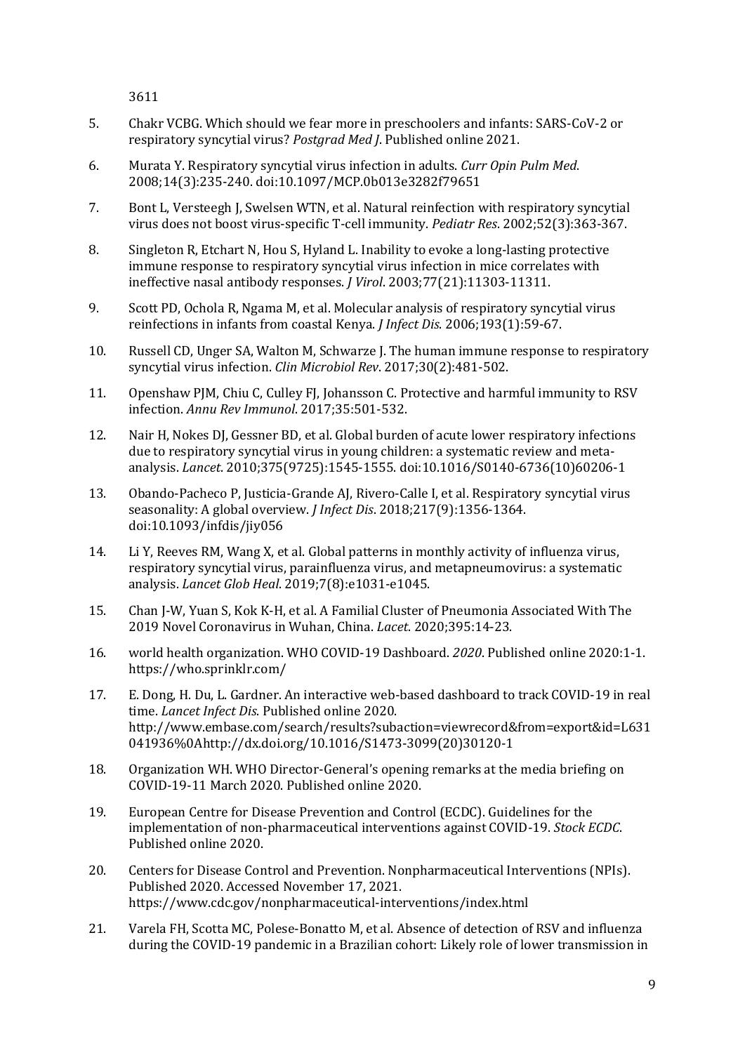3611

5. Chakr VCBG. Which should we fear more in preschoolers and infants: SARS-CoV-2 or respiratory syncytial virus? *Postgrad Med J*. Published online 2021.

6. Murata Y. Respiratory syncytial virus infection in adults. *Curr Opin Pulm Med*. 2008;14(3):235-240. doi:10.1097/MCP.0b013e3282f79651

7. Bont L, Versteegh J, Swelsen WTN, et al. Natural reinfection with respiratory syncytial virus does not boost virus-specific T-cell immunity. *Pediatr Res*. 2002;52(3):363-367.

8. Singleton R, Etchart N, Hou S, Hyland L. Inability to evoke a long-lasting protective immune response to respiratory syncytial virus infection in mice correlates with ineffective nasal antibody responses. *J Virol*. 2003;77(21):11303-11311.

9. Scott PD, Ochola R, Ngama M, et al. Molecular analysis of respiratory syncytial virus reinfections in infants from coastal Kenya. *J Infect Dis*. 2006;193(1):59-67.

10. Russell CD, Unger SA, Walton M, Schwarze J. The human immune response to respiratory syncytial virus infection. *Clin Microbiol Rev*. 2017;30(2):481-502.

11. Openshaw PJM, Chiu C, Culley FJ, Johansson C. Protective and harmful immunity to RSV infection. *Annu Rev Immunol*. 2017;35:501-532.

12. Nair H, Nokes DJ, Gessner BD, et al. Global burden of acute lower respiratory infections due to respiratory syncytial virus in young children: a systematic review and meta-analysis. *Lancet*. 2010;375(9725):1545-1555. doi:10.1016/S0140-6736(10)60206-1

13. Obando-Pacheco P, Justicia-Grande AJ, Rivero-Calle I, et al. Respiratory syncytial virus seasonality: A global overview. *J Infect Dis*. 2018;217(9):1356-1364. doi:10.1093/infdis/jiy056

14. Li Y, Reeves RM, Wang X, et al. Global patterns in monthly activity of influenza virus, respiratory syncytial virus, parainfluenza virus, and metapneumovirus: a systematic analysis. *Lancet Glob Heal*. 2019;7(8):e1031-e1045.

15. Chan J-W, Yuan S, Kok K-H, et al. A Familial Cluster of Pneumonia Associated With The 2019 Novel Coronavirus in Wuhan, China. *Lacet*. 2020;395:14-23.

16. world health organization. WHO COVID-19 Dashboard. *2020*. Published online 2020:1-1. https://who.sprinklr.com/

17. E. Dong, H. Du, L. Gardner. An interactive web-based dashboard to track COVID-19 in real time. *Lancet Infect Dis*. Published online 2020. http://www.embase.com/search/results?subaction=viewrecord&from=export&id=L631041936%0Ahttp://dx.doi.org/10.1016/S1473-3099(20)30120-1

18. Organization WH. WHO Director-General's opening remarks at the media briefing on COVID-19-11 March 2020. Published online 2020.

19. European Centre for Disease Prevention and Control (ECDC). Guidelines for the implementation of non-pharmaceutical interventions against COVID-19. *Stock ECDC*. Published online 2020.

20. Centers for Disease Control and Prevention. Nonpharmaceutical Interventions (NPIs). Published 2020. Accessed November 17, 2021. https://www.cdc.gov/nonpharmaceutical-interventions/index.html

21. Varela FH, Scotta MC, Polese-Bonatto M, et al. Absence of detection of RSV and influenza during the COVID-19 pandemic in a Brazilian cohort: Likely role of lower transmission in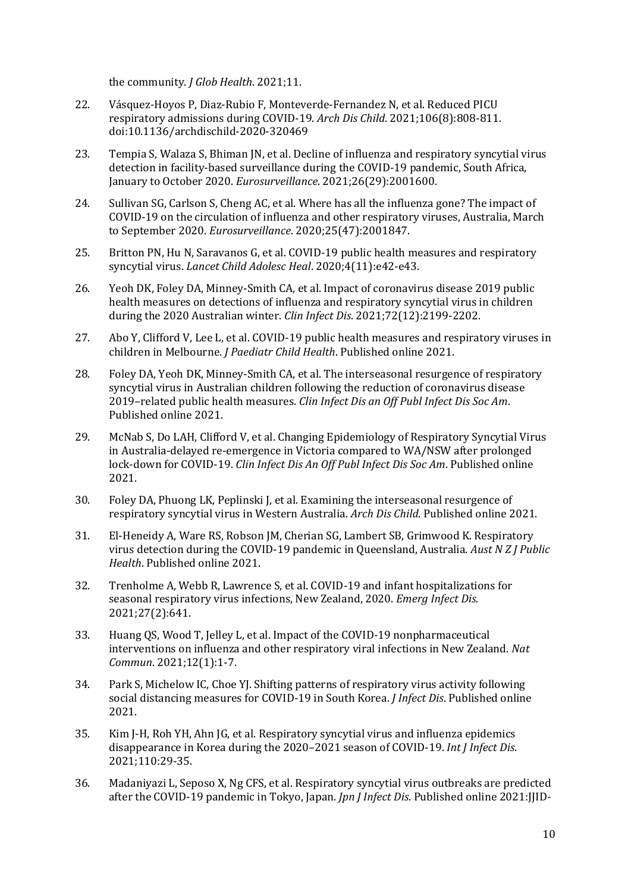the community. *J Glob Health*. 2021;11.

22. Vásquez-Hoyos P, Diaz-Rubio F, Monteverde-Fernandez N, et al. Reduced PICU respiratory admissions during COVID-19. *Arch Dis Child*. 2021;106(8):808-811. doi:10.1136/archdischild-2020-320469

23. Tempia S, Walaza S, Bhiman JN, et al. Decline of influenza and respiratory syncytial virus detection in facility-based surveillance during the COVID-19 pandemic, South Africa, January to October 2020. *Eurosurveillance*. 2021;26(29):2001600.

24. Sullivan SG, Carlson S, Cheng AC, et al. Where has all the influenza gone? The impact of COVID-19 on the circulation of influenza and other respiratory viruses, Australia, March to September 2020. *Eurosurveillance*. 2020;25(47):2001847.

25. Britton PN, Hu N, Saravanos G, et al. COVID-19 public health measures and respiratory syncytial virus. *Lancet Child Adolesc Heal*. 2020;4(11):e42-e43.

26. Yeoh DK, Foley DA, Minney-Smith CA, et al. Impact of coronavirus disease 2019 public health measures on detections of influenza and respiratory syncytial virus in children during the 2020 Australian winter. *Clin Infect Dis*. 2021;72(12):2199-2202.

27. Abo Y, Clifford V, Lee L, et al. COVID-19 public health measures and respiratory viruses in children in Melbourne. *J Paediatr Child Health*. Published online 2021.

28. Foley DA, Yeoh DK, Minney-Smith CA, et al. The interseasonal resurgence of respiratory syncytial virus in Australian children following the reduction of coronavirus disease 2019–related public health measures. *Clin Infect Dis an Off Publ Infect Dis Soc Am*. Published online 2021.

29. McNab S, Do LAH, Clifford V, et al. Changing Epidemiology of Respiratory Syncytial Virus in Australia-delayed re-emergence in Victoria compared to WA/NSW after prolonged lock-down for COVID-19. *Clin Infect Dis An Off Publ Infect Dis Soc Am*. Published online 2021.

30. Foley DA, Phuong LK, Peplinski J, et al. Examining the interseasonal resurgence of respiratory syncytial virus in Western Australia. *Arch Dis Child*. Published online 2021.

31. El-Heneidy A, Ware RS, Robson JM, Cherian SG, Lambert SB, Grimwood K. Respiratory virus detection during the COVID-19 pandemic in Queensland, Australia. *Aust N Z J Public Health*. Published online 2021.

32. Trenholme A, Webb R, Lawrence S, et al. COVID-19 and infant hospitalizations for seasonal respiratory virus infections, New Zealand, 2020. *Emerg Infect Dis*. 2021;27(2):641.

33. Huang QS, Wood T, Jelley L, et al. Impact of the COVID-19 nonpharmaceutical interventions on influenza and other respiratory viral infections in New Zealand. *Nat Commun*. 2021;12(1):1-7.

34. Park S, Michelow IC, Choe YJ. Shifting patterns of respiratory virus activity following social distancing measures for COVID-19 in South Korea. *J Infect Dis*. Published online 2021.

35. Kim J-H, Roh YH, Ahn JG, et al. Respiratory syncytial virus and influenza epidemics disappearance in Korea during the 2020–2021 season of COVID-19. *Int J Infect Dis*. 2021;110:29-35.

36. Madaniyazi L, Seposo X, Ng CFS, et al. Respiratory syncytial virus outbreaks are predicted after the COVID-19 pandemic in Tokyo, Japan. *Jpn J Infect Dis*. Published online 2021:JJID-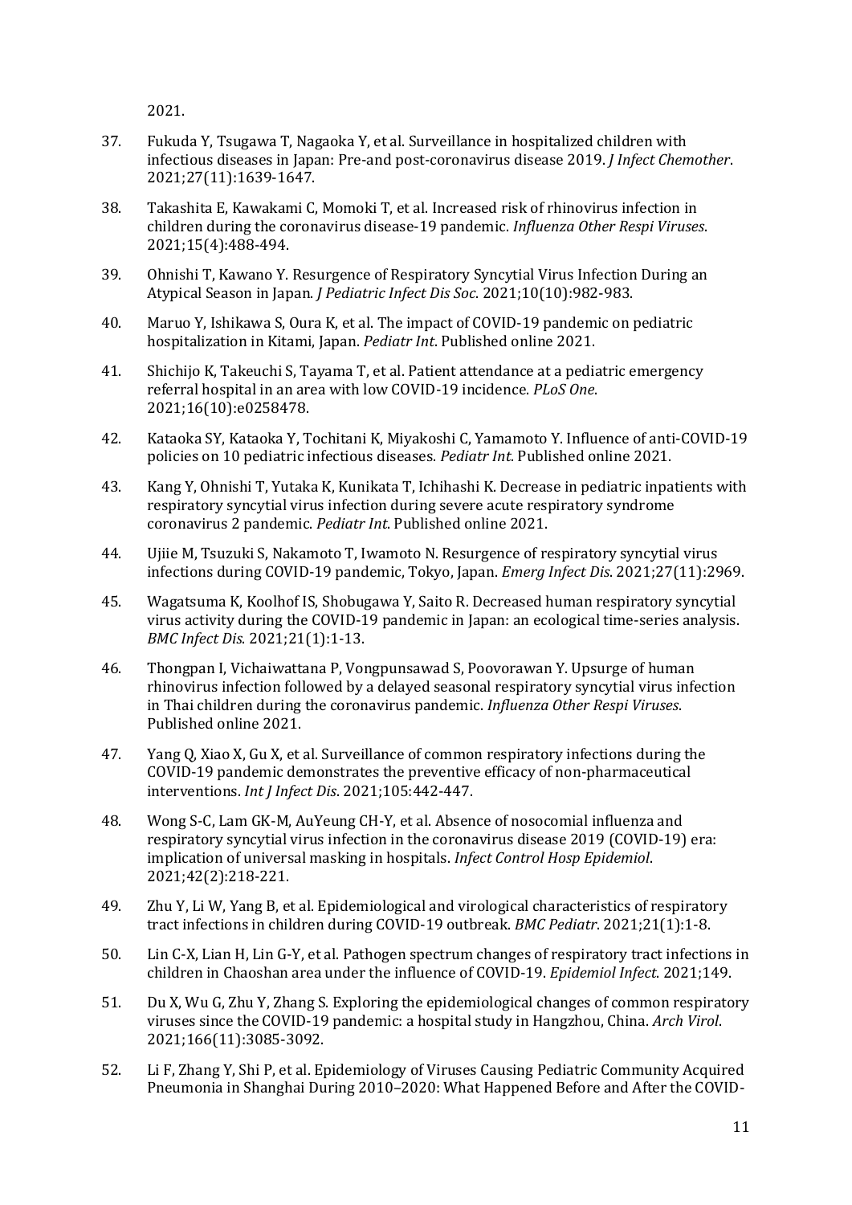2021.

37. Fukuda Y, Tsugawa T, Nagaoka Y, et al. Surveillance in hospitalized children with infectious diseases in Japan: Pre-and post-coronavirus disease 2019. *J Infect Chemother*. 2021;27(11):1639-1647.

38. Takashita E, Kawakami C, Momoki T, et al. Increased risk of rhinovirus infection in children during the coronavirus disease-19 pandemic. *Influenza Other Respi Viruses*. 2021;15(4):488-494.

39. Ohnishi T, Kawano Y. Resurgence of Respiratory Syncytial Virus Infection During an Atypical Season in Japan. *J Pediatric Infect Dis Soc*. 2021;10(10):982-983.

40. Maruo Y, Ishikawa S, Oura K, et al. The impact of COVID-19 pandemic on pediatric hospitalization in Kitami, Japan. *Pediatr Int*. Published online 2021.

41. Shichijo K, Takeuchi S, Tayama T, et al. Patient attendance at a pediatric emergency referral hospital in an area with low COVID-19 incidence. *PLoS One*. 2021;16(10):e0258478.

42. Kataoka SY, Kataoka Y, Tochitani K, Miyakoshi C, Yamamoto Y. Influence of anti-COVID-19 policies on 10 pediatric infectious diseases. *Pediatr Int*. Published online 2021.

43. Kang Y, Ohnishi T, Yutaka K, Kunikata T, Ichihashi K. Decrease in pediatric inpatients with respiratory syncytial virus infection during severe acute respiratory syndrome coronavirus 2 pandemic. *Pediatr Int*. Published online 2021.

44. Ujiie M, Tsuzuki S, Nakamoto T, Iwamoto N. Resurgence of respiratory syncytial virus infections during COVID-19 pandemic, Tokyo, Japan. *Emerg Infect Dis*. 2021;27(11):2969.

45. Wagatsuma K, Koolhof IS, Shobugawa Y, Saito R. Decreased human respiratory syncytial virus activity during the COVID-19 pandemic in Japan: an ecological time-series analysis. *BMC Infect Dis*. 2021;21(1):1-13.

46. Thongpan I, Vichaiwattana P, Vongpunsawad S, Poovorawan Y. Upsurge of human rhinovirus infection followed by a delayed seasonal respiratory syncytial virus infection in Thai children during the coronavirus pandemic. *Influenza Other Respi Viruses*. Published online 2021.

47. Yang Q, Xiao X, Gu X, et al. Surveillance of common respiratory infections during the COVID-19 pandemic demonstrates the preventive efficacy of non-pharmaceutical interventions. *Int J Infect Dis*. 2021;105:442-447.

48. Wong S-C, Lam GK-M, AuYeung CH-Y, et al. Absence of nosocomial influenza and respiratory syncytial virus infection in the coronavirus disease 2019 (COVID-19) era: implication of universal masking in hospitals. *Infect Control Hosp Epidemiol*. 2021;42(2):218-221.

49. Zhu Y, Li W, Yang B, et al. Epidemiological and virological characteristics of respiratory tract infections in children during COVID-19 outbreak. *BMC Pediatr*. 2021;21(1):1-8.

50. Lin C-X, Lian H, Lin G-Y, et al. Pathogen spectrum changes of respiratory tract infections in children in Chaoshan area under the influence of COVID-19. *Epidemiol Infect*. 2021;149.

51. Du X, Wu G, Zhu Y, Zhang S. Exploring the epidemiological changes of common respiratory viruses since the COVID-19 pandemic: a hospital study in Hangzhou, China. *Arch Virol*. 2021;166(11):3085-3092.

52. Li F, Zhang Y, Shi P, et al. Epidemiology of Viruses Causing Pediatric Community Acquired Pneumonia in Shanghai During 2010–2020: What Happened Before and After the COVID-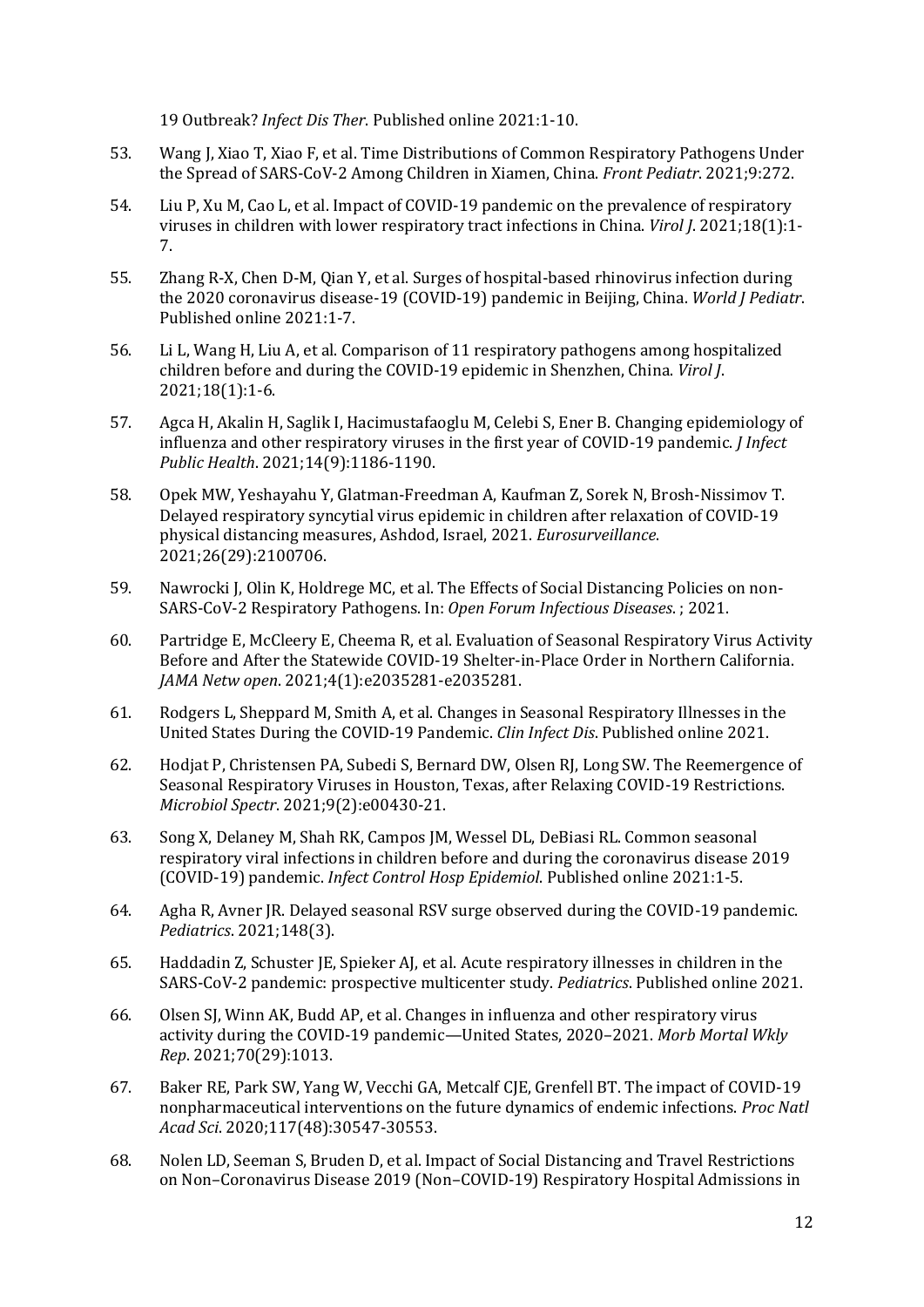19 Outbreak? *Infect Dis Ther*. Published online 2021:1-10.

53. Wang J, Xiao T, Xiao F, et al. Time Distributions of Common Respiratory Pathogens Under the Spread of SARS-CoV-2 Among Children in Xiamen, China. *Front Pediatr*. 2021;9:272.

54. Liu P, Xu M, Cao L, et al. Impact of COVID-19 pandemic on the prevalence of respiratory viruses in children with lower respiratory tract infections in China. *Virol J*. 2021;18(1):1-7.

55. Zhang R-X, Chen D-M, Qian Y, et al. Surges of hospital-based rhinovirus infection during the 2020 coronavirus disease-19 (COVID-19) pandemic in Beijing, China. *World J Pediatr*. Published online 2021:1-7.

56. Li L, Wang H, Liu A, et al. Comparison of 11 respiratory pathogens among hospitalized children before and during the COVID-19 epidemic in Shenzhen, China. *Virol J*. 2021;18(1):1-6.

57. Agca H, Akalin H, Saglik I, Hacimustafaoglu M, Celebi S, Ener B. Changing epidemiology of influenza and other respiratory viruses in the first year of COVID-19 pandemic. *J Infect Public Health*. 2021;14(9):1186-1190.

58. Opek MW, Yeshayahu Y, Glatman-Freedman A, Kaufman Z, Sorek N, Brosh-Nissimov T. Delayed respiratory syncytial virus epidemic in children after relaxation of COVID-19 physical distancing measures, Ashdod, Israel, 2021. *Eurosurveillance*. 2021;26(29):2100706.

59. Nawrocki J, Olin K, Holdrege MC, et al. The Effects of Social Distancing Policies on non-SARS-CoV-2 Respiratory Pathogens. In: *Open Forum Infectious Diseases*. ; 2021.

60. Partridge E, McCleery E, Cheema R, et al. Evaluation of Seasonal Respiratory Virus Activity Before and After the Statewide COVID-19 Shelter-in-Place Order in Northern California. *JAMA Netw open*. 2021;4(1):e2035281-e2035281.

61. Rodgers L, Sheppard M, Smith A, et al. Changes in Seasonal Respiratory Illnesses in the United States During the COVID-19 Pandemic. *Clin Infect Dis*. Published online 2021.

62. Hodjat P, Christensen PA, Subedi S, Bernard DW, Olsen RJ, Long SW. The Reemergence of Seasonal Respiratory Viruses in Houston, Texas, after Relaxing COVID-19 Restrictions. *Microbiol Spectr*. 2021;9(2):e00430-21.

63. Song X, Delaney M, Shah RK, Campos JM, Wessel DL, DeBiasi RL. Common seasonal respiratory viral infections in children before and during the coronavirus disease 2019 (COVID-19) pandemic. *Infect Control Hosp Epidemiol*. Published online 2021:1-5.

64. Agha R, Avner JR. Delayed seasonal RSV surge observed during the COVID-19 pandemic. *Pediatrics*. 2021;148(3).

65. Haddadin Z, Schuster JE, Spieker AJ, et al. Acute respiratory illnesses in children in the SARS-CoV-2 pandemic: prospective multicenter study. *Pediatrics*. Published online 2021.

66. Olsen SJ, Winn AK, Budd AP, et al. Changes in influenza and other respiratory virus activity during the COVID-19 pandemic—United States, 2020–2021. *Morb Mortal Wkly Rep*. 2021;70(29):1013.

67. Baker RE, Park SW, Yang W, Vecchi GA, Metcalf CJE, Grenfell BT. The impact of COVID-19 nonpharmaceutical interventions on the future dynamics of endemic infections. *Proc Natl Acad Sci*. 2020;117(48):30547-30553.

68. Nolen LD, Seeman S, Bruden D, et al. Impact of Social Distancing and Travel Restrictions on Non–Coronavirus Disease 2019 (Non–COVID-19) Respiratory Hospital Admissions in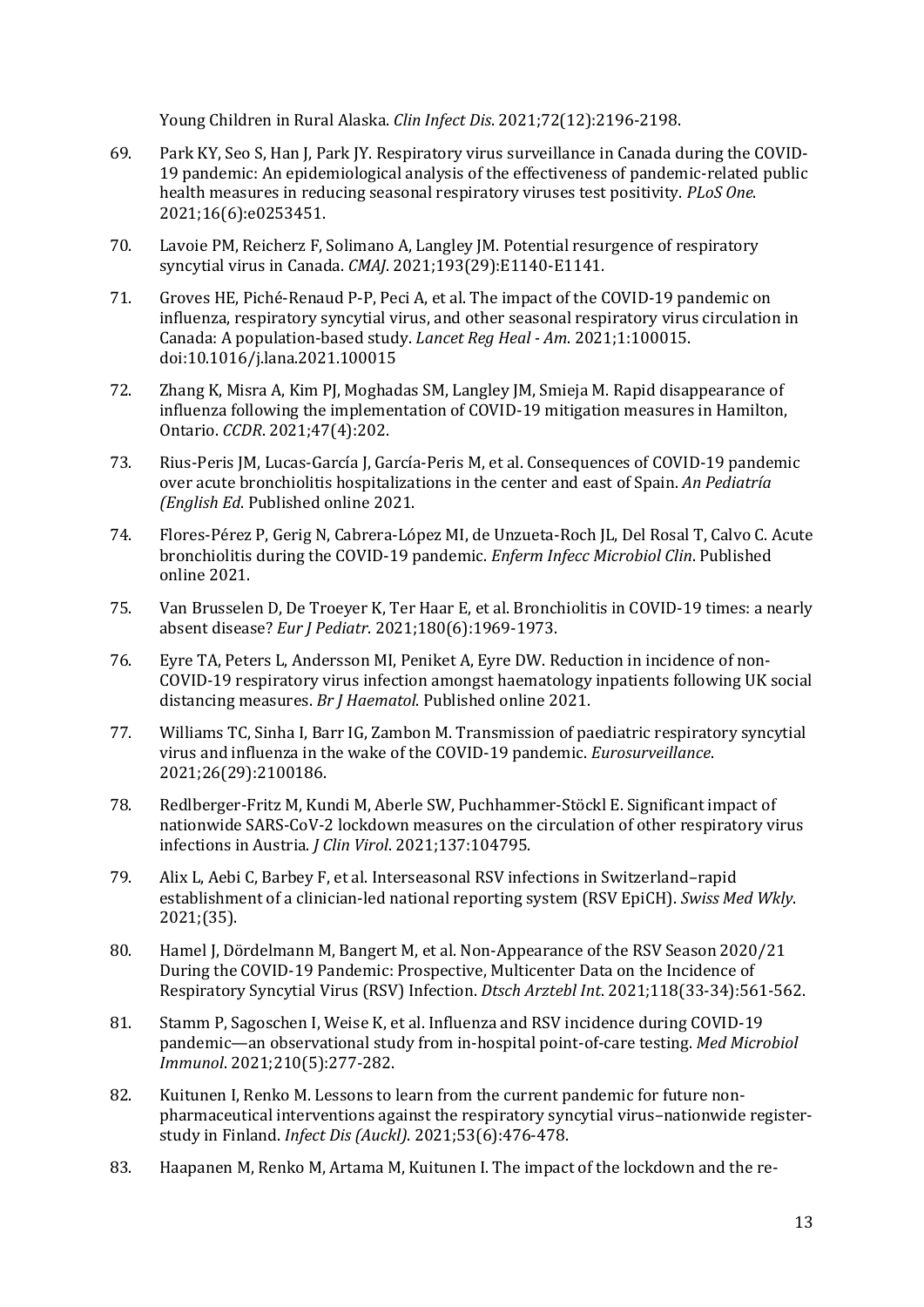Young Children in Rural Alaska. *Clin Infect Dis*. 2021;72(12):2196-2198.

69. Park KY, Seo S, Han J, Park JY. Respiratory virus surveillance in Canada during the COVID-19 pandemic: An epidemiological analysis of the effectiveness of pandemic-related public health measures in reducing seasonal respiratory viruses test positivity. *PLoS One*. 2021;16(6):e0253451.

70. Lavoie PM, Reicherz F, Solimano A, Langley JM. Potential resurgence of respiratory syncytial virus in Canada. *CMAJ*. 2021;193(29):E1140-E1141.

71. Groves HE, Piché-Renaud P-P, Peci A, et al. The impact of the COVID-19 pandemic on influenza, respiratory syncytial virus, and other seasonal respiratory virus circulation in Canada: A population-based study. *Lancet Reg Heal - Am*. 2021;1:100015. doi:10.1016/j.lana.2021.100015

72. Zhang K, Misra A, Kim PJ, Moghadas SM, Langley JM, Smieja M. Rapid disappearance of influenza following the implementation of COVID-19 mitigation measures in Hamilton, Ontario. *CCDR*. 2021;47(4):202.

73. Rius-Peris JM, Lucas-García J, García-Peris M, et al. Consequences of COVID-19 pandemic over acute bronchiolitis hospitalizations in the center and east of Spain. *An Pediatría (English Ed*. Published online 2021.

74. Flores-Pérez P, Gerig N, Cabrera-López MI, de Unzueta-Roch JL, Del Rosal T, Calvo C. Acute bronchiolitis during the COVID-19 pandemic. *Enferm Infecc Microbiol Clin*. Published online 2021.

75. Van Brusselen D, De Troeyer K, Ter Haar E, et al. Bronchiolitis in COVID-19 times: a nearly absent disease? *Eur J Pediatr*. 2021;180(6):1969-1973.

76. Eyre TA, Peters L, Andersson MI, Peniket A, Eyre DW. Reduction in incidence of non-COVID-19 respiratory virus infection amongst haematology inpatients following UK social distancing measures. *Br J Haematol*. Published online 2021.

77. Williams TC, Sinha I, Barr IG, Zambon M. Transmission of paediatric respiratory syncytial virus and influenza in the wake of the COVID-19 pandemic. *Eurosurveillance*. 2021;26(29):2100186.

78. Redlberger-Fritz M, Kundi M, Aberle SW, Puchhammer-Stöckl E. Significant impact of nationwide SARS-CoV-2 lockdown measures on the circulation of other respiratory virus infections in Austria. *J Clin Virol*. 2021;137:104795.

79. Alix L, Aebi C, Barbey F, et al. Interseasonal RSV infections in Switzerland–rapid establishment of a clinician-led national reporting system (RSV EpiCH). *Swiss Med Wkly*. 2021;(35).

80. Hamel J, Dördelmann M, Bangert M, et al. Non-Appearance of the RSV Season 2020/21 During the COVID-19 Pandemic: Prospective, Multicenter Data on the Incidence of Respiratory Syncytial Virus (RSV) Infection. *Dtsch Arztebl Int*. 2021;118(33-34):561-562.

81. Stamm P, Sagoschen I, Weise K, et al. Influenza and RSV incidence during COVID-19 pandemic—an observational study from in-hospital point-of-care testing. *Med Microbiol Immunol*. 2021;210(5):277-282.

82. Kuitunen I, Renko M. Lessons to learn from the current pandemic for future non-pharmaceutical interventions against the respiratory syncytial virus–nationwide register-study in Finland. *Infect Dis (Auckl)*. 2021;53(6):476-478.

83. Haapanen M, Renko M, Artama M, Kuitunen I. The impact of the lockdown and the re-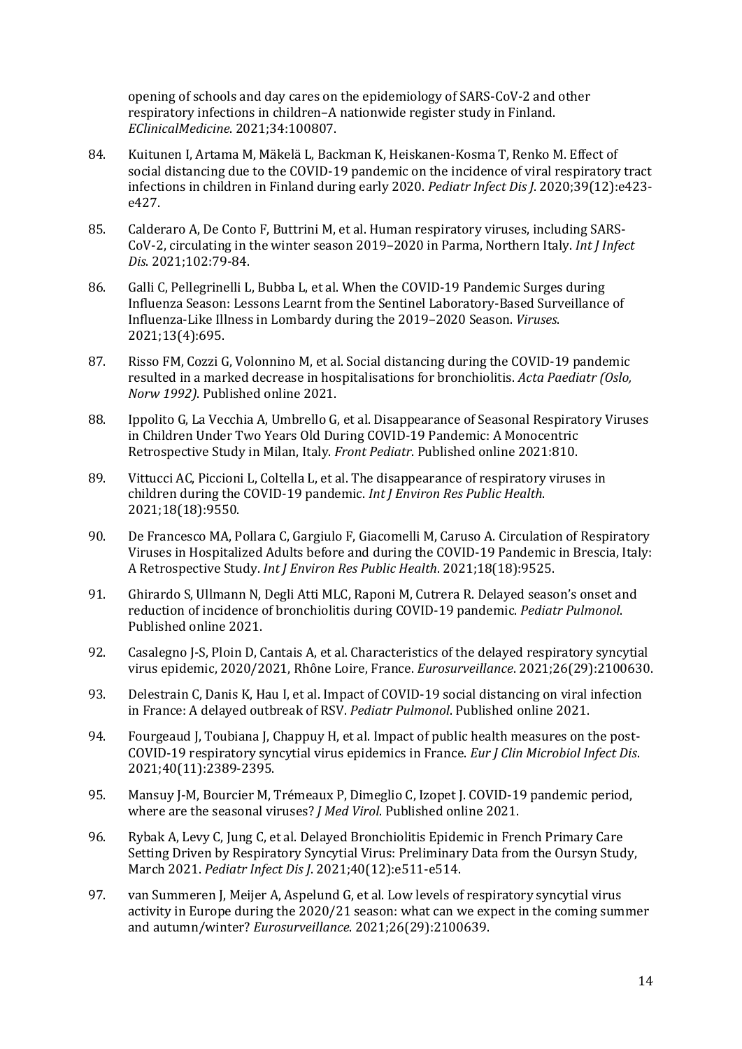opening of schools and day cares on the epidemiology of SARS-CoV-2 and other respiratory infections in children–A nationwide register study in Finland. *EClinicalMedicine*. 2021;34:100807.

84. Kuitunen I, Artama M, Mäkelä L, Backman K, Heiskanen-Kosma T, Renko M. Effect of social distancing due to the COVID-19 pandemic on the incidence of viral respiratory tract infections in children in Finland during early 2020. *Pediatr Infect Dis J*. 2020;39(12):e423-e427.

85. Calderaro A, De Conto F, Buttrini M, et al. Human respiratory viruses, including SARS-CoV-2, circulating in the winter season 2019–2020 in Parma, Northern Italy. *Int J Infect Dis*. 2021;102:79-84.

86. Galli C, Pellegrinelli L, Bubba L, et al. When the COVID-19 Pandemic Surges during Influenza Season: Lessons Learnt from the Sentinel Laboratory-Based Surveillance of Influenza-Like Illness in Lombardy during the 2019–2020 Season. *Viruses*. 2021;13(4):695.

87. Risso FM, Cozzi G, Volonnino M, et al. Social distancing during the COVID-19 pandemic resulted in a marked decrease in hospitalisations for bronchiolitis. *Acta Paediatr (Oslo, Norw 1992)*. Published online 2021.

88. Ippolito G, La Vecchia A, Umbrello G, et al. Disappearance of Seasonal Respiratory Viruses in Children Under Two Years Old During COVID-19 Pandemic: A Monocentric Retrospective Study in Milan, Italy. *Front Pediatr*. Published online 2021:810.

89. Vittucci AC, Piccioni L, Coltella L, et al. The disappearance of respiratory viruses in children during the COVID-19 pandemic. *Int J Environ Res Public Health*. 2021;18(18):9550.

90. De Francesco MA, Pollara C, Gargiulo F, Giacomelli M, Caruso A. Circulation of Respiratory Viruses in Hospitalized Adults before and during the COVID-19 Pandemic in Brescia, Italy: A Retrospective Study. *Int J Environ Res Public Health*. 2021;18(18):9525.

91. Ghirardo S, Ullmann N, Degli Atti MLC, Raponi M, Cutrera R. Delayed season's onset and reduction of incidence of bronchiolitis during COVID-19 pandemic. *Pediatr Pulmonol*. Published online 2021.

92. Casalegno J-S, Ploin D, Cantais A, et al. Characteristics of the delayed respiratory syncytial virus epidemic, 2020/2021, Rhône Loire, France. *Eurosurveillance*. 2021;26(29):2100630.

93. Delestrain C, Danis K, Hau I, et al. Impact of COVID-19 social distancing on viral infection in France: A delayed outbreak of RSV. *Pediatr Pulmonol*. Published online 2021.

94. Fourgeaud J, Toubiana J, Chappuy H, et al. Impact of public health measures on the post-COVID-19 respiratory syncytial virus epidemics in France. *Eur J Clin Microbiol Infect Dis*. 2021;40(11):2389-2395.

95. Mansuy J-M, Bourcier M, Trémeaux P, Dimeglio C, Izopet J. COVID-19 pandemic period, where are the seasonal viruses? *J Med Virol*. Published online 2021.

96. Rybak A, Levy C, Jung C, et al. Delayed Bronchiolitis Epidemic in French Primary Care Setting Driven by Respiratory Syncytial Virus: Preliminary Data from the Oursyn Study, March 2021. *Pediatr Infect Dis J*. 2021;40(12):e511-e514.

97. van Summeren J, Meijer A, Aspelund G, et al. Low levels of respiratory syncytial virus activity in Europe during the 2020/21 season: what can we expect in the coming summer and autumn/winter? *Eurosurveillance*. 2021;26(29):2100639.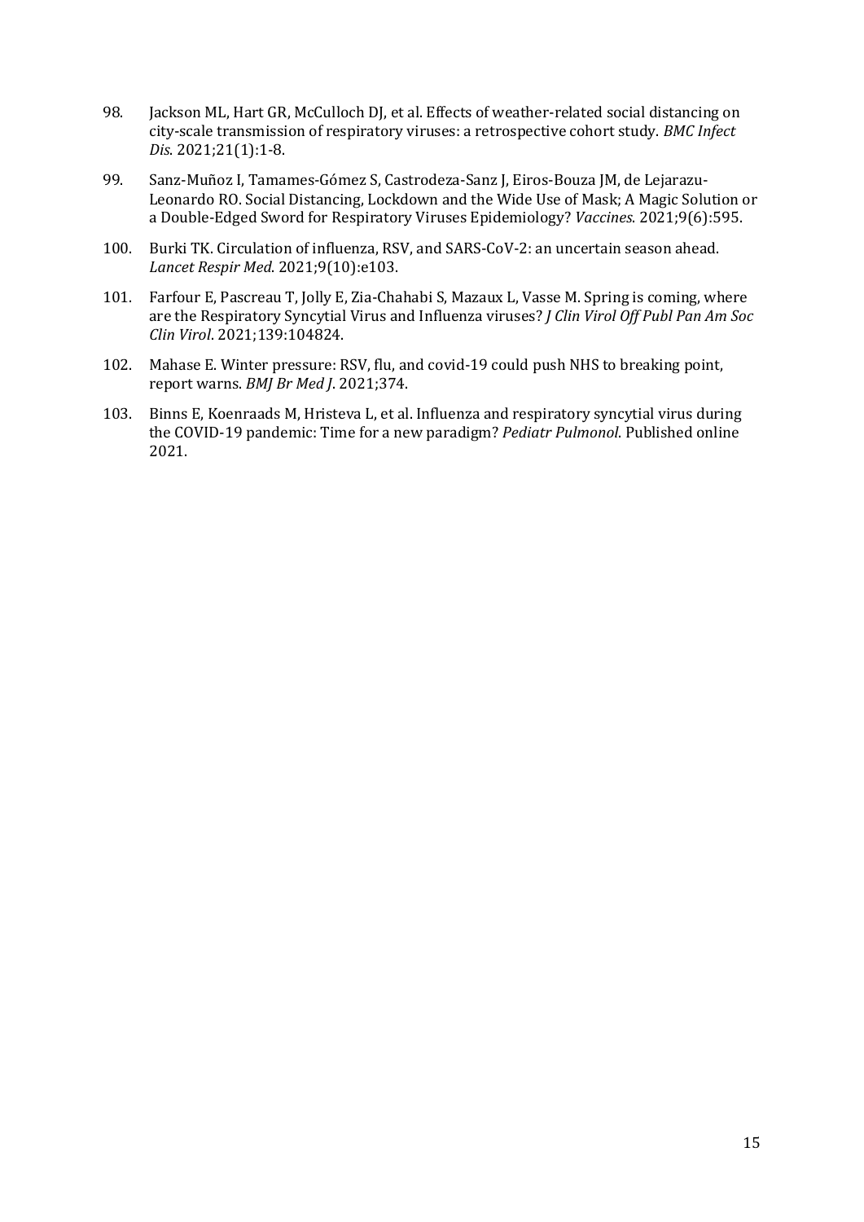98. Jackson ML, Hart GR, McCulloch DJ, et al. Effects of weather-related social distancing on city-scale transmission of respiratory viruses: a retrospective cohort study. *BMC Infect Dis.* 2021;21(1):1-8.

99. Sanz-Muñoz I, Tamames-Gómez S, Castrodeza-Sanz J, Eiros-Bouza JM, de Lejarazu-Leonardo RO. Social Distancing, Lockdown and the Wide Use of Mask; A Magic Solution or a Double-Edged Sword for Respiratory Viruses Epidemiology? *Vaccines*. 2021;9(6):595.

100. Burki TK. Circulation of influenza, RSV, and SARS-CoV-2: an uncertain season ahead. *Lancet Respir Med.* 2021;9(10):e103.

101. Farfour E, Pascreau T, Jolly E, Zia-Chahabi S, Mazaux L, Vasse M. Spring is coming, where are the Respiratory Syncytial Virus and Influenza viruses? *J Clin Virol Off Publ Pan Am Soc Clin Virol*. 2021;139:104824.

102. Mahase E. Winter pressure: RSV, flu, and covid-19 could push NHS to breaking point, report warns. *BMJ Br Med J*. 2021;374.

103. Binns E, Koenraads M, Hristeva L, et al. Influenza and respiratory syncytial virus during the COVID-19 pandemic: Time for a new paradigm? *Pediatr Pulmonol*. Published online 2021.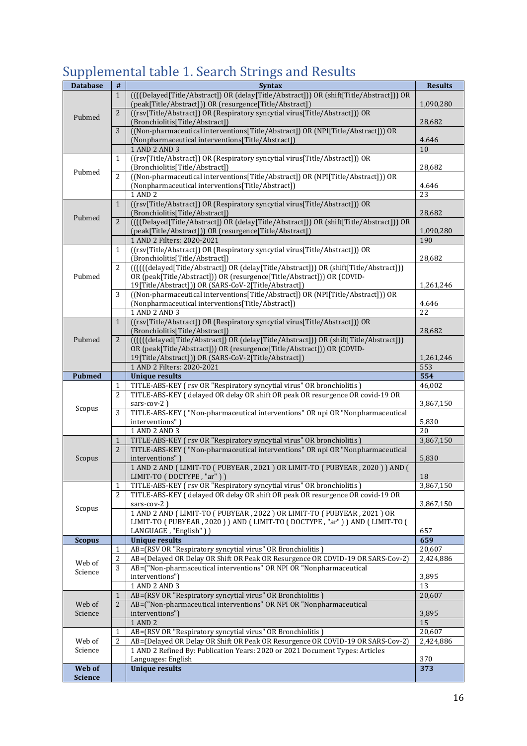# Supplemental table 1. Search Strings and Results

| Database | # | Syntax | Results |
|---|---|---|---|
| Pubmed | 1 | ((((Delayed[Title/Abstract]) OR (delay[Title/Abstract])) OR (shift[Title/Abstract])) OR (peak[Title/Abstract])) OR (resurgence[Title/Abstract]) | 1,090,280 |
| | 2 | ((rsv[Title/Abstract]) OR (Respiratory syncytial virus[Title/Abstract])) OR (Bronchiolitis[Title/Abstract]) | 28,682 |
| | 3 | ((Non-pharmaceutical interventions[Title/Abstract]) OR (NPI[Title/Abstract])) OR (Nonpharmaceutical interventions[Title/Abstract]) | 4.646 |
| | | 1 AND 2 AND 3 | 10 |
| Pubmed | 1 | ((rsv[Title/Abstract]) OR (Respiratory syncytial virus[Title/Abstract])) OR (Bronchiolitis[Title/Abstract]) | 28,682 |
| | 2 | ((Non-pharmaceutical interventions[Title/Abstract]) OR (NPI[Title/Abstract])) OR (Nonpharmaceutical interventions[Title/Abstract]) | 4.646 |
| | | 1 AND 2 | 23 |
| Pubmed | 1 | ((rsv[Title/Abstract]) OR (Respiratory syncytial virus[Title/Abstract])) OR (Bronchiolitis[Title/Abstract]) | 28,682 |
| | 2 | ((((Delayed[Title/Abstract]) OR (delay[Title/Abstract])) OR (shift[Title/Abstract])) OR (peak[Title/Abstract])) OR (resurgence[Title/Abstract]) | 1,090,280 |
| | | 1 AND 2 Filters: 2020-2021 | 190 |
| Pubmed | 1 | ((rsv[Title/Abstract]) OR (Respiratory syncytial virus[Title/Abstract])) OR (Bronchiolitis[Title/Abstract]) | 28,682 |
| | 2 | ((((((delayed[Title/Abstract]) OR (delay[Title/Abstract])) OR (shift[Title/Abstract])) OR (peak[Title/Abstract])) OR (resurgence[Title/Abstract])) OR (COVID-19[Title/Abstract])) OR (SARS-CoV-2[Title/Abstract]) | 1,261,246 |
| | 3 | ((Non-pharmaceutical interventions[Title/Abstract]) OR (NPI[Title/Abstract])) OR (Nonpharmaceutical interventions[Title/Abstract]) | 4.646 |
| | | 1 AND 2 AND 3 | 22 |
| Pubmed | 1 | ((rsv[Title/Abstract]) OR (Respiratory syncytial virus[Title/Abstract])) OR (Bronchiolitis[Title/Abstract]) | 28,682 |
| | 2 | ((((((delayed[Title/Abstract]) OR (delay[Title/Abstract])) OR (shift[Title/Abstract])) OR (peak[Title/Abstract])) OR (resurgence[Title/Abstract])) OR (COVID-19[Title/Abstract])) OR (SARS-CoV-2[Title/Abstract]) | 1,261,246 |
| | | 1 AND 2 Filters: 2020-2021 | 553 |
| **Pubmed** | | **Unique results** | **554** |
| Scopus | 1 | TITLE-ABS-KEY ( rsv OR "Respiratory syncytial virus" OR bronchiolitis ) | 46,002 |
| | 2 | TITLE-ABS-KEY ( delayed OR delay OR shift OR peak OR resurgence OR covid-19 OR sars-cov-2 ) | 3,867,150 |
| | 3 | TITLE-ABS-KEY ( "Non-pharmaceutical interventions" OR npi OR "Nonpharmaceutical interventions" ) | 5,830 |
| | | 1 AND 2 AND 3 | 20 |
| Scopus | 1 | TITLE-ABS-KEY ( rsv OR "Respiratory syncytial virus" OR bronchiolitis ) | 3,867,150 |
| | 2 | TITLE-ABS-KEY ( "Non-pharmaceutical interventions" OR npi OR "Nonpharmaceutical interventions" ) | 5,830 |
| | | 1 AND 2 AND ( LIMIT-TO ( PUBYEAR , 2021 ) OR LIMIT-TO ( PUBYEAR , 2020 ) ) AND ( LIMIT-TO ( DOCTYPE , "ar" ) ) | 18 |
| Scopus | 1 | TITLE-ABS-KEY ( rsv OR "Respiratory syncytial virus" OR bronchiolitis ) | 3,867,150 |
| | 2 | TITLE-ABS-KEY ( delayed OR delay OR shift OR peak OR resurgence OR covid-19 OR sars-cov-2 ) | 3,867,150 |
| | | 1 AND 2 AND ( LIMIT-TO ( PUBYEAR , 2022 ) OR LIMIT-TO ( PUBYEAR , 2021 ) OR LIMIT-TO ( PUBYEAR , 2020 ) ) AND ( LIMIT-TO ( DOCTYPE , "ar" ) ) AND ( LIMIT-TO ( LANGUAGE , "English" ) ) | 657 |
| **Scopus** | | **Unique results** | **659** |
| Web of Science | 1 | AB=(RSV OR "Respiratory syncytial virus" OR Bronchiolitis ) | 20,607 |
| | 2 | AB=(Delayed OR Delay OR Shift OR Peak OR Resurgence OR COVID-19 OR SARS-Cov-2) | 2,424,886 |
| | 3 | AB=("Non-pharmaceutical interventions" OR NPI OR "Nonpharmaceutical interventions") | 3,895 |
| | | 1 AND 2 AND 3 | 13 |
| Web of Science | 1 | AB=(RSV OR "Respiratory syncytial virus" OR Bronchiolitis ) | 20,607 |
| | 2 | AB=("Non-pharmaceutical interventions" OR NPI OR "Nonpharmaceutical interventions") | 3,895 |
| | | 1 AND 2 | 15 |
| Web of Science | 1 | AB=(RSV OR "Respiratory syncytial virus" OR Bronchiolitis ) | 20,607 |
| | 2 | AB=(Delayed OR Delay OR Shift OR Peak OR Resurgence OR COVID-19 OR SARS-Cov-2) | 2,424,886 |
| | | 1 AND 2 Refined By: Publication Years: 2020 or 2021 Document Types: Articles Languages: English | 370 |
| **Web of Science** | | **Unique results** | **373** |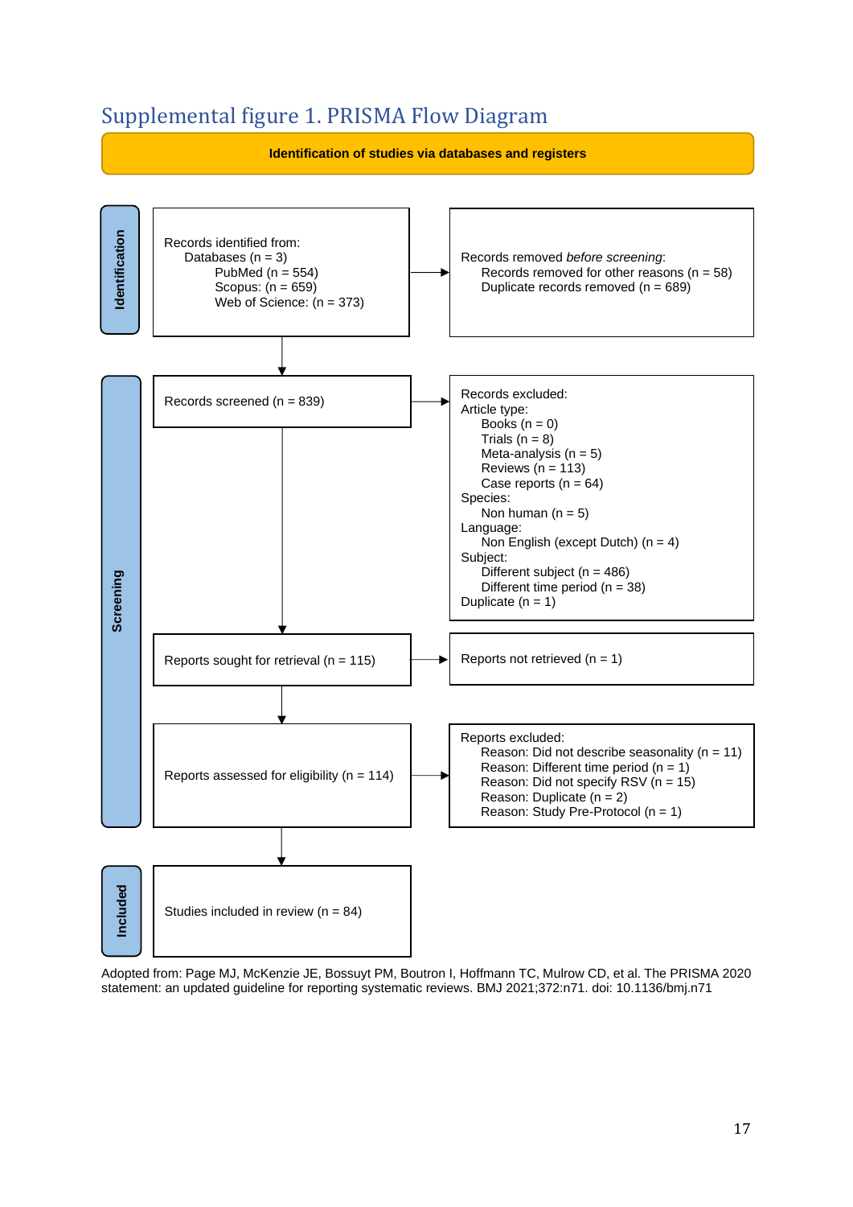# Supplemental figure 1. PRISMA Flow Diagram

**Identification of studies via databases and registers**

**Identification**

Records identified from:
- Databases (n = 3)
  - PubMed (n = 554)
  - Scopus: (n = 659)
  - Web of Science: (n = 373)

Records removed *before screening*:
- Records removed for other reasons (n = 58)
- Duplicate records removed (n = 689)

**Screening**

Records screened (n = 839)

Records excluded:
- Article type:
  - Books (n = 0)
  - Trials (n = 8)
  - Meta-analysis (n = 5)
  - Reviews (n = 113)
  - Case reports (n = 64)
- Species:
  - Non human (n = 5)
- Language:
  - Non English (except Dutch) (n = 4)
- Subject:
  - Different subject (n = 486)
  - Different time period (n = 38)
- Duplicate (n = 1)

Reports sought for retrieval (n = 115)

Reports not retrieved (n = 1)

Reports assessed for eligibility (n = 114)

Reports excluded:
- Reason: Did not describe seasonality (n = 11)
- Reason: Different time period (n = 1)
- Reason: Did not specify RSV (n = 15)
- Reason: Duplicate (n = 2)
- Reason: Study Pre-Protocol (n = 1)

**Included**

Studies included in review (n = 84)

Adopted from: Page MJ, McKenzie JE, Bossuyt PM, Boutron I, Hoffmann TC, Mulrow CD, et al. The PRISMA 2020 statement: an updated guideline for reporting systematic reviews. BMJ 2021;372:n71. doi: 10.1136/bmj.n71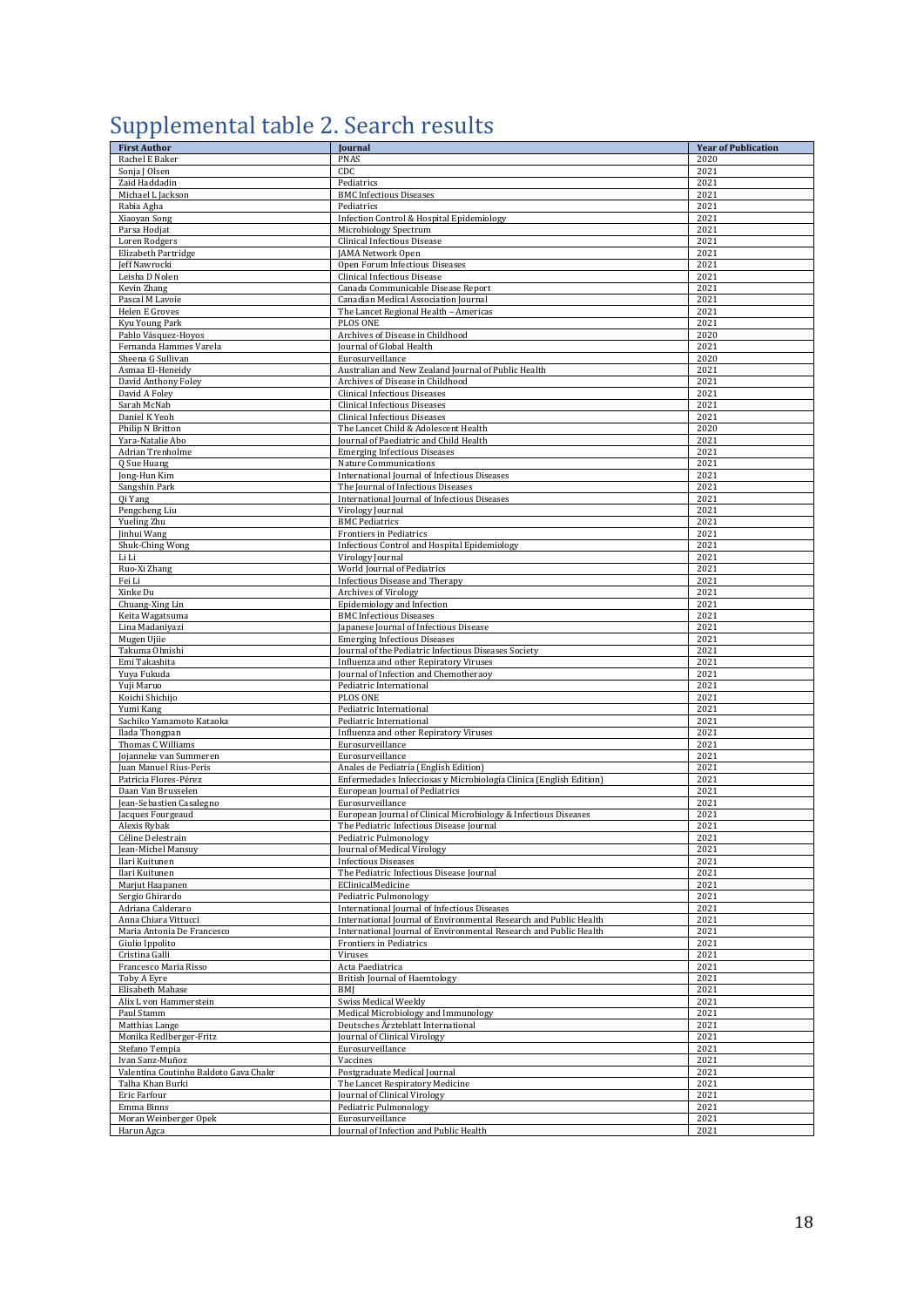# Supplemental table 2. Search results

| First Author | Journal | Year of Publication |
|---|---|---|
| Rachel E Baker | PNAS | 2020 |
| Sonja J Olsen | CDC | 2021 |
| Zaid Haddadin | Pediatrics | 2021 |
| Michael L Jackson | BMC Infectious Diseases | 2021 |
| Rabia Agha | Pediatrics | 2021 |
| Xiaoyan Song | Infection Control & Hospital Epidemiology | 2021 |
| Parsa Hodjat | Microbiology Spectrum | 2021 |
| Loren Rodgers | Clinical Infectious Disease | 2021 |
| Elizabeth Partridge | JAMA Network Open | 2021 |
| Jeff Nawrocki | Open Forum Infectious Diseases | 2021 |
| Leisha D Nolen | Clinical Infectious Disease | 2021 |
| Kevin Zhang | Canada Communicable Disease Report | 2021 |
| Pascal M Lavoie | Canadian Medical Association Journal | 2021 |
| Helen E Groves | The Lancet Regional Health – Americas | 2021 |
| Kyu Young Park | PLOS ONE | 2021 |
| Pablo Vásquez-Hoyos | Archives of Disease in Childhood | 2020 |
| Fernanda Hammes Varela | Journal of Global Health | 2021 |
| Sheena G Sullivan | Eurosurveillance | 2020 |
| Asmaa El-Heneidy | Australian and New Zealand Journal of Public Health | 2021 |
| David Anthony Foley | Archives of Disease in Childhood | 2021 |
| David A Foley | Clinical Infectious Diseases | 2021 |
| Sarah McNab | Clinical Infectious Diseases | 2021 |
| Daniel K Yeoh | Clinical Infectious Diseases | 2021 |
| Philip N Britton | The Lancet Child & Adolescent Health | 2020 |
| Yara-Natalie Abo | Journal of Paediatric and Child Health | 2021 |
| Adrian Trenholme | Emerging Infectious Diseases | 2021 |
| Q Sue Huang | Nature Communications | 2021 |
| Jong-Hun Kim | International Journal of Infectious Diseases | 2021 |
| Sangshin Park | The Journal of Infectious Diseases | 2021 |
| Qi Yang | International Journal of Infectious Diseases | 2021 |
| Pengcheng Liu | Virology Journal | 2021 |
| Yueling Zhu | BMC Pediatrics | 2021 |
| Jinhui Wang | Frontiers in Pediatrics | 2021 |
| Shuk-Ching Wong | Infectious Control and Hospital Epidemiology | 2021 |
| Li Li | Virology Journal | 2021 |
| Ruo-Xi Zhang | World Journal of Pediatrics | 2021 |
| Fei Li | Infectious Disease and Therapy | 2021 |
| Xinke Du | Archives of Virology | 2021 |
| Chuang-Xing Lin | Epidemiology and Infection | 2021 |
| Keita Wagatsuma | BMC Infectious Diseases | 2021 |
| Lina Madaniyazi | Japanese Journal of Infectious Disease | 2021 |
| Mugen Ujiie | Emerging Infectious Diseases | 2021 |
| Takuma Ohnishi | Journal of the Pediatric Infectious Diseases Society | 2021 |
| Emi Takashita | Influenza and other Repiratory Viruses | 2021 |
| Yuya Fukuda | Journal of Infection and Chemotheraoy | 2021 |
| Yuji Maruo | Pediatric International | 2021 |
| Koichi Shichijo | PLOS ONE | 2021 |
| Yumi Kang | Pediatric International | 2021 |
| Sachiko Yamamoto Kataoka | Pediatric International | 2021 |
| Ilada Thongpan | Influenza and other Repiratory Viruses | 2021 |
| Thomas C Williams | Eurosurveillance | 2021 |
| Jojanneke van Summeren | Eurosurveillance | 2021 |
| Juan Manuel Rius-Peris | Anales de Pediatría (English Edition) | 2021 |
| Patricia Flores-Pérez | Enfermedades Infecciosas y Microbiología Clínica (English Edition) | 2021 |
| Daan Van Brusselen | European Journal of Pediatrics | 2021 |
| Jean-Sebastien Casalegno | Eurosurveillance | 2021 |
| Jacques Fourgeaud | European Journal of Clinical Microbiology & Infectious Diseases | 2021 |
| Alexis Rybak | The Pediatric Infectious Disease Journal | 2021 |
| Céline Delestrain | Pediatric Pulmonology | 2021 |
| Jean-Michel Mansuy | Journal of Medical Virology | 2021 |
| Ilari Kuitunen | Infectious Diseases | 2021 |
| Ilari Kuitunen | The Pediatric Infectious Disease Journal | 2021 |
| Marjut Haapanen | EClinicalMedicine | 2021 |
| Sergio Ghirardo | Pediatric Pulmonology | 2021 |
| Adriana Calderaro | International Journal of Infectious Diseases | 2021 |
| Anna Chiara Vittucci | International Journal of Environmental Research and Public Health | 2021 |
| Maria Antonia De Francesco | International Journal of Environmental Research and Public Health | 2021 |
| Giulio Ippolito | Frontiers in Pediatrics | 2021 |
| Cristina Galli | Viruses | 2021 |
| Francesco Maria Risso | Acta Paediatrica | 2021 |
| Toby A Eyre | British Journal of Haemtology | 2021 |
| Elisabeth Mahase | BMJ | 2021 |
| Alix L von Hammerstein | Swiss Medical Weekly | 2021 |
| Paul Stamm | Medical Microbiology and Immunology | 2021 |
| Matthias Lange | Deutsches Ärzteblatt International | 2021 |
| Monika Redlberger-Fritz | Journal of Clinical Virology | 2021 |
| Stefano Tempia | Eurosurveillance | 2021 |
| Ivan Sanz-Muñoz | Vaccines | 2021 |
| Valentina Coutinho Baldoto Gava Chakr | Postgraduate Medical Journal | 2021 |
| Talha Khan Burki | The Lancet Respiratory Medicine | 2021 |
| Eric Farfour | Journal of Clinical Virology | 2021 |
| Emma Binns | Pediatric Pulmonology | 2021 |
| Moran Weinberger Opek | Eurosurveillance | 2021 |
| Harun Agca | Journal of Infection and Public Health | 2021 |